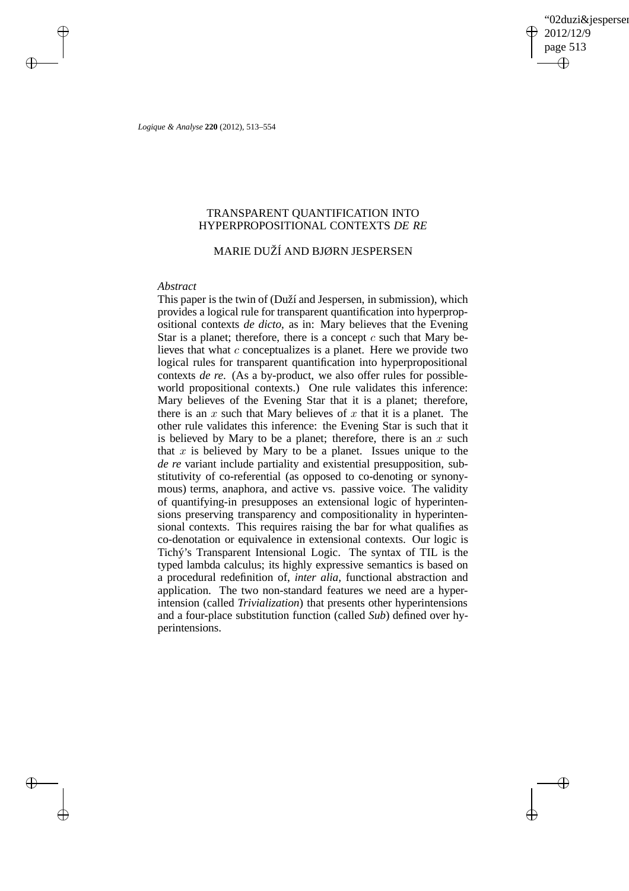# TRANSPARENT QUANTIFICATION INTO HYPERPROPOSITIONAL CONTEXTS *DE RE*

## MARIE DUŽÍ AND BJØRN JESPERSEN

*Abstract*

This paper is the twin of (Duží and Jespersen, in submission), which provides a logical rule for transparent quantification into hyperpropositional contexts *de dicto*, as in: Mary believes that the Evening Star is a planet; therefore, there is a concept $c$ such that Mary believes that what $c$ conceptualizes is a planet. Here we provide two logical rules for transparent quantification into hyperpropositional contexts *de re*. (As a by-product, we also offer rules for possible-world propositional contexts.) One rule validates this inference: Mary believes of the Evening Star that it is a planet; therefore, there is an $x$ such that Mary believes of $x$ that it is a planet. The other rule validates this inference: the Evening Star is such that it is believed by Mary to be a planet; therefore, there is an $x$ such that $x$ is believed by Mary to be a planet. Issues unique to the *de re* variant include partiality and existential presupposition, substitutivity of co-referential (as opposed to co-denoting or synonymous) terms, anaphora, and active vs. passive voice. The validity of quantifying-in presupposes an extensional logic of hyperintensions preserving transparency and compositionality in hyperintensional contexts. This requires raising the bar for what qualifies as co-denotation or equivalence in extensional contexts. Our logic is Tichý's Transparent Intensional Logic. The syntax of TIL is the typed lambda calculus; its highly expressive semantics is based on a procedural redefinition of, *inter alia*, functional abstraction and application. The two non-standard features we need are a hyperintension (called *Trivialization*) that presents other hyperintensions and a four-place substitution function (called *Sub*) defined over hyperintensions.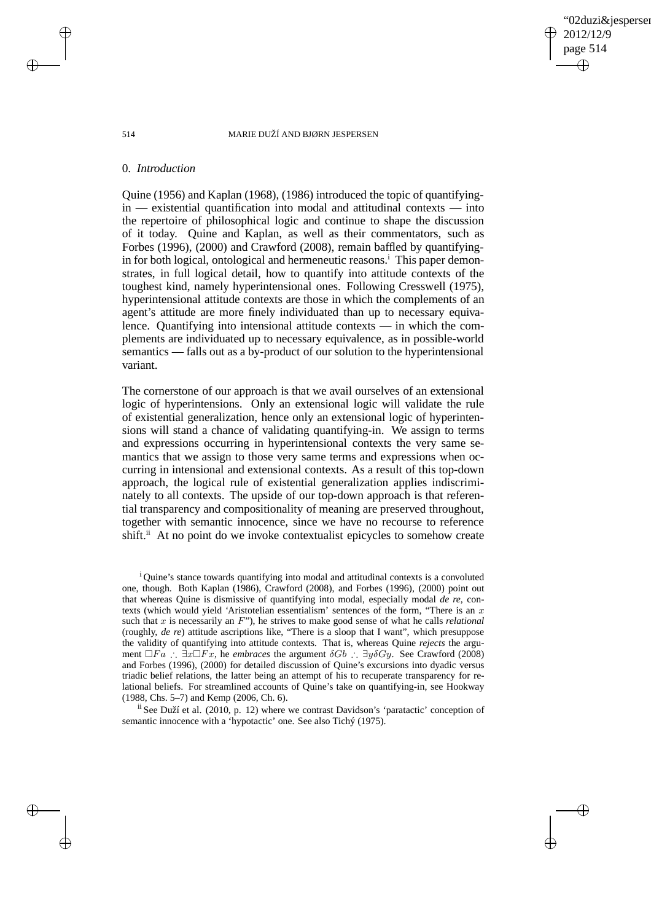## 0. *Introduction*

Quine (1956) and Kaplan (1968), (1986) introduced the topic of quantifying-in — existential quantification into modal and attitudinal contexts — into the repertoire of philosophical logic and continue to shape the discussion of it today. Quine and Kaplan, as well as their commentators, such as Forbes (1996), (2000) and Crawford (2008), remain baffled by quantifying-in for both logical, ontological and hermeneutic reasons.[i] This paper demonstrates, in full logical detail, how to quantify into attitude contexts of the toughest kind, namely hyperintensional ones. Following Cresswell (1975), hyperintensional attitude contexts are those in which the complements of an agent's attitude are more finely individuated than up to necessary equivalence. Quantifying into intensional attitude contexts — in which the complements are individuated up to necessary equivalence, as in possible-world semantics — falls out as a by-product of our solution to the hyperintensional variant.

The cornerstone of our approach is that we avail ourselves of an extensional logic of hyperintensions. Only an extensional logic will validate the rule of existential generalization, hence only an extensional logic of hyperintensions will stand a chance of validating quantifying-in. We assign to terms and expressions occurring in hyperintensional contexts the very same semantics that we assign to those very same terms and expressions when occurring in intensional and extensional contexts. As a result of this top-down approach, the logical rule of existential generalization applies indiscriminately to all contexts. The upside of our top-down approach is that referential transparency and compositionality of meaning are preserved throughout, together with semantic innocence, since we have no recourse to reference shift.[ii] At no point do we invoke contextualist epicycles to somehow create

[i] Quine's stance towards quantifying into modal and attitudinal contexts is a convoluted one, though. Both Kaplan (1986), Crawford (2008), and Forbes (1996), (2000) point out that whereas Quine is dismissive of quantifying into modal, especially modal *de re*, contexts (which would yield 'Aristotelian essentialism' sentences of the form, "There is an $x$ such that $x$ is necessarily an $F$"), he strives to make good sense of what he calls *relational* (roughly, *de re*) attitude ascriptions like, "There is a sloop that I want", which presuppose the validity of quantifying into attitude contexts. That is, whereas Quine *rejects* the argument $\Box Fa \therefore \exists x \Box Fx$, he *embraces* the argument $\delta Gb \therefore \exists y \delta Gy$. See Crawford (2008) and Forbes (1996), (2000) for detailed discussion of Quine's excursions into dyadic versus triadic belief relations, the latter being an attempt of his to recuperate transparency for relational beliefs. For streamlined accounts of Quine's take on quantifying-in, see Hookway (1988, Chs. 5–7) and Kemp (2006, Ch. 6).

[ii] See Duží et al. (2010, p. 12) where we contrast Davidson's 'paratactic' conception of semantic innocence with a 'hypotactic' one. See also Tichý (1975).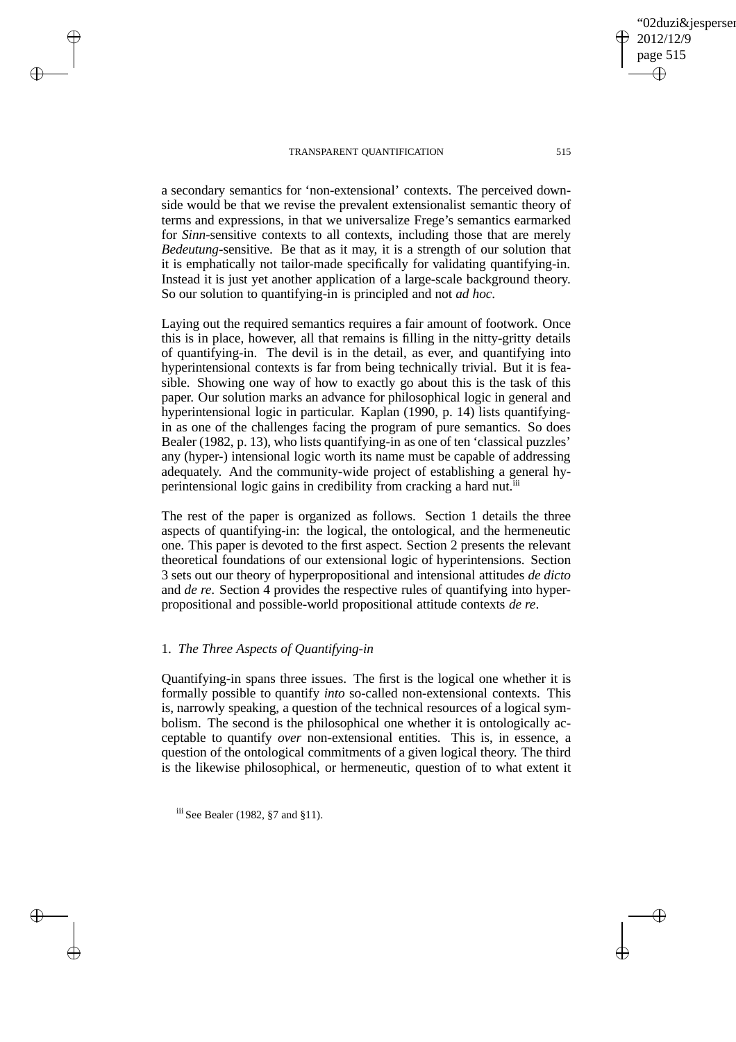a secondary semantics for 'non-extensional' contexts. The perceived downside would be that we revise the prevalent extensionalist semantic theory of terms and expressions, in that we universalize Frege's semantics earmarked for *Sinn*-sensitive contexts to all contexts, including those that are merely *Bedeutung*-sensitive. Be that as it may, it is a strength of our solution that it is emphatically not tailor-made specifically for validating quantifying-in. Instead it is just yet another application of a large-scale background theory. So our solution to quantifying-in is principled and not *ad hoc*.

Laying out the required semantics requires a fair amount of footwork. Once this is in place, however, all that remains is filling in the nitty-gritty details of quantifying-in. The devil is in the detail, as ever, and quantifying into hyperintensional contexts is far from being technically trivial. But it is feasible. Showing one way of how to exactly go about this is the task of this paper. Our solution marks an advance for philosophical logic in general and hyperintensional logic in particular. Kaplan (1990, p. 14) lists quantifying-in as one of the challenges facing the program of pure semantics. So does Bealer (1982, p. 13), who lists quantifying-in as one of ten 'classical puzzles' any (hyper-) intensional logic worth its name must be capable of addressing adequately. And the community-wide project of establishing a general hyperintensional logic gains in credibility from cracking a hard nut.[iii]

The rest of the paper is organized as follows. Section 1 details the three aspects of quantifying-in: the logical, the ontological, and the hermeneutic one. This paper is devoted to the first aspect. Section 2 presents the relevant theoretical foundations of our extensional logic of hyperintensions. Section 3 sets out our theory of hyperpropositional and intensional attitudes *de dicto* and *de re*. Section 4 provides the respective rules of quantifying into hyperpropositional and possible-world propositional attitude contexts *de re*.

## 1. *The Three Aspects of Quantifying-in*

Quantifying-in spans three issues. The first is the logical one whether it is formally possible to quantify *into* so-called non-extensional contexts. This is, narrowly speaking, a question of the technical resources of a logical symbolism. The second is the philosophical one whether it is ontologically acceptable to quantify *over* non-extensional entities. This is, in essence, a question of the ontological commitments of a given logical theory. The third is the likewise philosophical, or hermeneutic, question of to what extent it

[iii] See Bealer (1982, §7 and §11).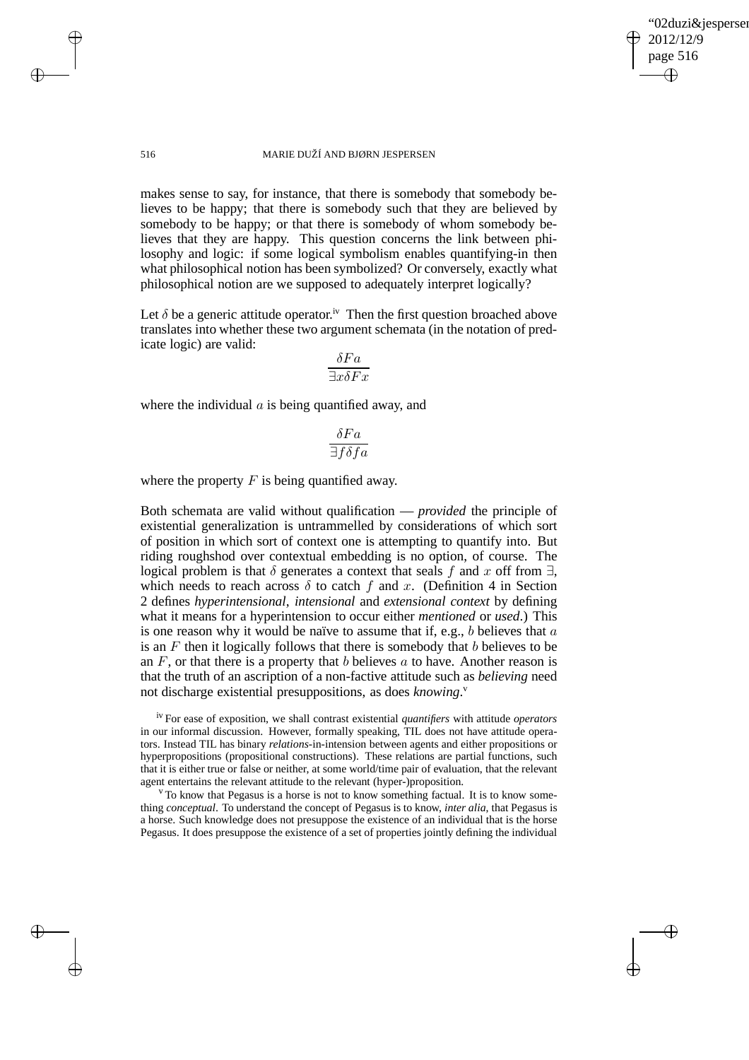makes sense to say, for instance, that there is somebody that somebody believes to be happy; that there is somebody such that they are believed by somebody to be happy; or that there is somebody of whom somebody believes that they are happy. This question concerns the link between philosophy and logic: if some logical symbolism enables quantifying-in then what philosophical notion has been symbolized? Or conversely, exactly what philosophical notion are we supposed to adequately interpret logically?

Let $\delta$ be a generic attitude operator.[iv] Then the first question broached above translates into whether these two argument schemata (in the notation of predicate logic) are valid:

$$\frac{\delta Fa}{\exists x \delta Fx}$$

where the individual $a$ is being quantified away, and

$$\frac{\delta Fa}{\exists f \delta fa}$$

where the property $F$ is being quantified away.

Both schemata are valid without qualification — *provided* the principle of existential generalization is untrammelled by considerations of which sort of position in which sort of context one is attempting to quantify into. But riding roughshod over contextual embedding is no option, of course. The logical problem is that $\delta$ generates a context that seals $f$ and $x$ off from $\exists$, which needs to reach across $\delta$ to catch $f$ and $x$. (Definition 4 in Section 2 defines *hyperintensional*, *intensional* and *extensional context* by defining what it means for a hyperintension to occur either *mentioned* or *used*.) This is one reason why it would be naïve to assume that if, e.g., $b$ believes that $a$ is an $F$ then it logically follows that there is somebody that $b$ believes to be an $F$, or that there is a property that $b$ believes $a$ to have. Another reason is that the truth of an ascription of a non-factive attitude such as *believing* need not discharge existential presuppositions, as does *knowing*.[v]

[iv] For ease of exposition, we shall contrast existential *quantifiers* with attitude *operators* in our informal discussion. However, formally speaking, TIL does not have attitude operators. Instead TIL has binary *relations*-in-intension between agents and either propositions or hyperpropositions (propositional constructions). These relations are partial functions, such that it is either true or false or neither, at some world/time pair of evaluation, that the relevant agent entertains the relevant attitude to the relevant (hyper-)proposition.

[v] To know that Pegasus is a horse is not to know something factual. It is to know something *conceptual*. To understand the concept of Pegasus is to know, *inter alia*, that Pegasus is a horse. Such knowledge does not presuppose the existence of an individual that is the horse Pegasus. It does presuppose the existence of a set of properties jointly defining the individual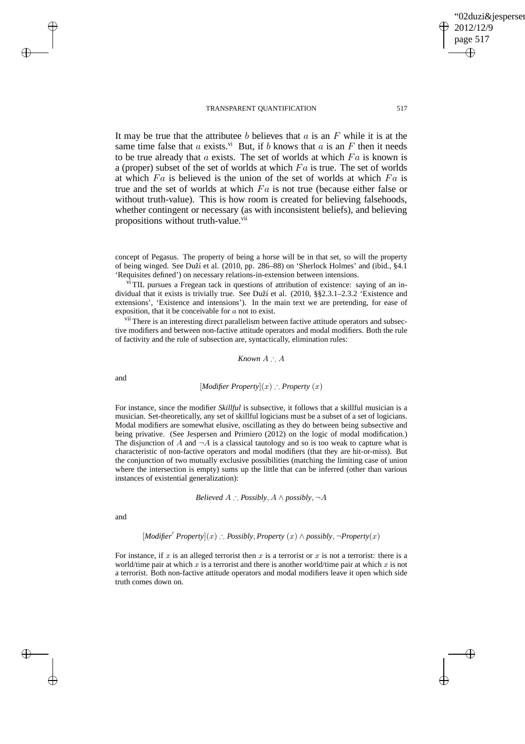It may be true that the attributee $b$ believes that $a$ is an $F$ while it is at the same time false that $a$ exists.[vi] But, if $b$ knows that $a$ is an $F$ then it needs to be true already that $a$ exists. The set of worlds at which $Fa$ is known is a (proper) subset of the set of worlds at which $Fa$ is true. The set of worlds at which $Fa$ is believed is the union of the set of worlds at which $Fa$ is true and the set of worlds at which $Fa$ is not true (because either false or without truth-value). This is how room is created for believing falsehoods, whether contingent or necessary (as with inconsistent beliefs), and believing propositions without truth-value.[vii]

---

concept of Pegasus. The property of being a horse will be in that set, so will the property of being winged. See Duží et al. (2010, pp. 286–88) on 'Sherlock Holmes' and (ibid., §4.1 'Requisites defined') on necessary relations-in-extension between intensions.

[vi] TIL pursues a Fregean tack in questions of attribution of existence: saying of an individual that it exists is trivially true. See Duží et al. (2010, §§2.3.1–2.3.2 'Existence and extensions', 'Existence and intensions'). In the main text we are pretending, for ease of exposition, that it be conceivable for $a$ not to exist.

[vii] There is an interesting direct parallelism between factive attitude operators and subsective modifiers and between non-factive attitude operators and modal modifiers. Both the rule of factivity and the rule of subsection are, syntactically, elimination rules:

$$\textit{Known } A \therefore A$$

and

$$[\textit{Modifier Property}](x) \therefore \textit{Property } (x)$$

For instance, since the modifier *Skillful* is subsective, it follows that a skillful musician is a musician. Set-theoretically, any set of skillful logicians must be a subset of a set of logicians. Modal modifiers are somewhat elusive, oscillating as they do between being subsective and being privative. (See Jespersen and Primiero (2012) on the logic of modal modification.) The disjunction of $A$ and $\neg A$ is a classical tautology and so is too weak to capture what is characteristic of non-factive operators and modal modifiers (that they are hit-or-miss). But the conjunction of two mutually exclusive possibilities (matching the limiting case of union where the intersection is empty) sums up the little that can be inferred (other than various instances of existential generalization):

$$\textit{Believed } A \therefore \textit{Possibly}, A \wedge \textit{possibly}, \neg A$$

and

$$[\textit{Modifier}' \textit{ Property}](x) \therefore \textit{Possibly}, \textit{Property } (x) \wedge \textit{possibly}, \neg\textit{Property}(x)$$

For instance, if $x$ is an alleged terrorist then $x$ is a terrorist or $x$ is not a terrorist: there is a world/time pair at which $x$ is a terrorist and there is another world/time pair at which $x$ is not a terrorist. Both non-factive attitude operators and modal modifiers leave it open which side truth comes down on.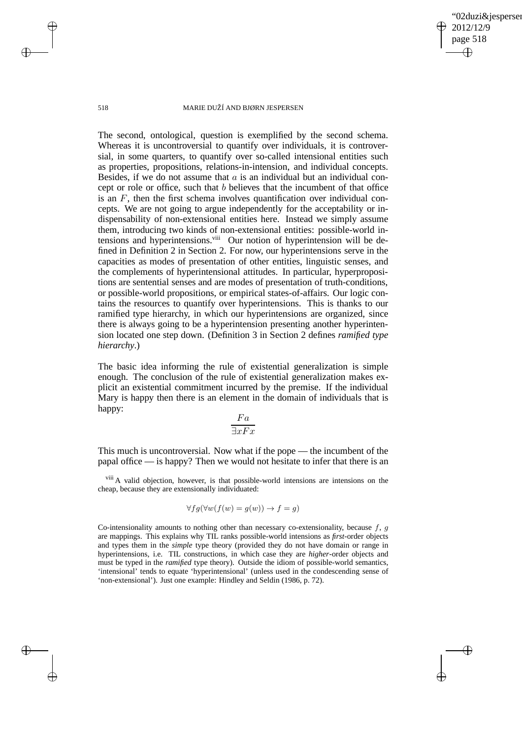The second, ontological, question is exemplified by the second schema. Whereas it is uncontroversial to quantify over individuals, it is controversial, in some quarters, to quantify over so-called intensional entities such as properties, propositions, relations-in-intension, and individual concepts. Besides, if we do not assume that $a$ is an individual but an individual concept or role or office, such that $b$ believes that the incumbent of that office is an $F$, then the first schema involves quantification over individual concepts. We are not going to argue independently for the acceptability or indispensability of non-extensional entities here. Instead we simply assume them, introducing two kinds of non-extensional entities: possible-world intensions and hyperintensions.[viii] Our notion of hyperintension will be defined in Definition 2 in Section 2. For now, our hyperintensions serve in the capacities as modes of presentation of other entities, linguistic senses, and the complements of hyperintensional attitudes. In particular, hyperpropositions are sentential senses and are modes of presentation of truth-conditions, or possible-world propositions, or empirical states-of-affairs. Our logic contains the resources to quantify over hyperintensions. This is thanks to our ramified type hierarchy, in which our hyperintensions are organized, since there is always going to be a hyperintension presenting another hyperintension located one step down. (Definition 3 in Section 2 defines *ramified type hierarchy*.)

The basic idea informing the rule of existential generalization is simple enough. The conclusion of the rule of existential generalization makes explicit an existential commitment incurred by the premise. If the individual Mary is happy then there is an element in the domain of individuals that is happy:

$$\frac{Fa}{\exists x Fx}$$

This much is uncontroversial. Now what if the pope — the incumbent of the papal office — is happy? Then we would not hesitate to infer that there is an

[viii] A valid objection, however, is that possible-world intensions are intensions on the cheap, because they are extensionally individuated:

$$\forall fg(\forall w(f(w) = g(w)) \rightarrow f = g)$$

Co-intensionality amounts to nothing other than necessary co-extensionality, because $f$, $g$ are mappings. This explains why TIL ranks possible-world intensions as *first*-order objects and types them in the *simple* type theory (provided they do not have domain or range in hyperintensions, i.e. TIL constructions, in which case they are *higher*-order objects and must be typed in the *ramified* type theory). Outside the idiom of possible-world semantics, 'intensional' tends to equate 'hyperintensional' (unless used in the condescending sense of 'non-extensional'). Just one example: Hindley and Seldin (1986, p. 72).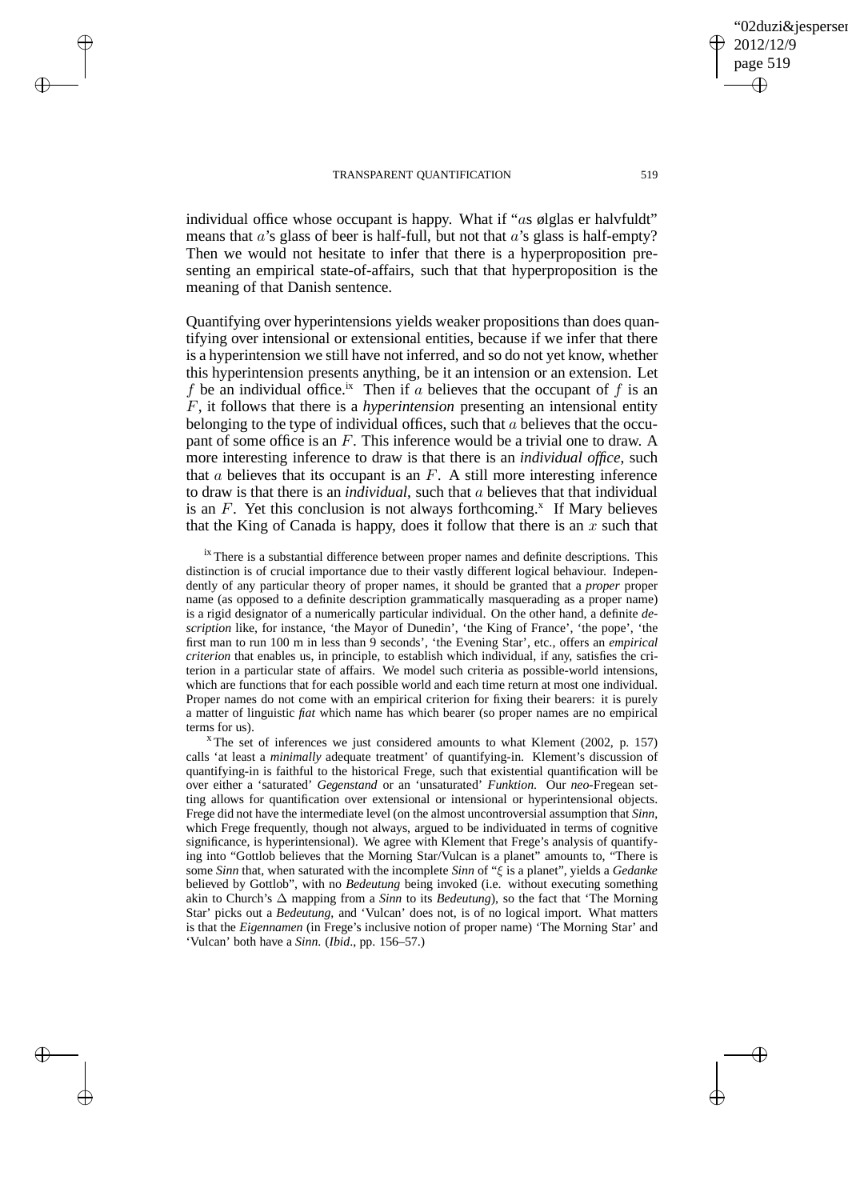individual office whose occupant is happy. What if "$a$s ølglas er halvfuldt" means that $a$'s glass of beer is half-full, but not that $a$'s glass is half-empty? Then we would not hesitate to infer that there is a hyperproposition presenting an empirical state-of-affairs, such that that hyperproposition is the meaning of that Danish sentence.

Quantifying over hyperintensions yields weaker propositions than does quantifying over intensional or extensional entities, because if we infer that there is a hyperintension we still have not inferred, and so do not yet know, whether this hyperintension presents anything, be it an intension or an extension. Let $f$ be an individual office.[ix] Then if $a$ believes that the occupant of $f$ is an $F$, it follows that there is a *hyperintension* presenting an intensional entity belonging to the type of individual offices, such that $a$ believes that the occupant of some office is an $F$. This inference would be a trivial one to draw. A more interesting inference to draw is that there is an *individual office*, such that $a$ believes that its occupant is an $F$. A still more interesting inference to draw is that there is an *individual*, such that $a$ believes that that individual is an $F$. Yet this conclusion is not always forthcoming.[x] If Mary believes that the King of Canada is happy, does it follow that there is an $x$ such that

[ix] There is a substantial difference between proper names and definite descriptions. This distinction is of crucial importance due to their vastly different logical behaviour. Independently of any particular theory of proper names, it should be granted that a *proper* proper name (as opposed to a definite description grammatically masquerading as a proper name) is a rigid designator of a numerically particular individual. On the other hand, a definite *description* like, for instance, 'the Mayor of Dunedin', 'the King of France', 'the pope', 'the first man to run 100 m in less than 9 seconds', 'the Evening Star', etc., offers an *empirical criterion* that enables us, in principle, to establish which individual, if any, satisfies the criterion in a particular state of affairs. We model such criteria as possible-world intensions, which are functions that for each possible world and each time return at most one individual. Proper names do not come with an empirical criterion for fixing their bearers: it is purely a matter of linguistic *fiat* which name has which bearer (so proper names are no empirical terms for us).

[x] The set of inferences we just considered amounts to what Klement (2002, p. 157) calls 'at least a *minimally* adequate treatment' of quantifying-in. Klement's discussion of quantifying-in is faithful to the historical Frege, such that existential quantification will be over either a 'saturated' *Gegenstand* or an 'unsaturated' *Funktion*. Our *neo*-Fregean setting allows for quantification over extensional or intensional or hyperintensional objects. Frege did not have the intermediate level (on the almost uncontroversial assumption that *Sinn*, which Frege frequently, though not always, argued to be individuated in terms of cognitive significance, is hyperintensional). We agree with Klement that Frege's analysis of quantifying into "Gottlob believes that the Morning Star/Vulcan is a planet" amounts to, "There is some *Sinn* that, when saturated with the incomplete *Sinn* of "$\xi$ is a planet", yields a *Gedanke* believed by Gottlob", with no *Bedeutung* being invoked (i.e. without executing something akin to Church's $\Delta$ mapping from a *Sinn* to its *Bedeutung*), so the fact that 'The Morning Star' picks out a *Bedeutung*, and 'Vulcan' does not, is of no logical import. What matters is that the *Eigennamen* (in Frege's inclusive notion of proper name) 'The Morning Star' and 'Vulcan' both have a *Sinn*. (*Ibid*., pp. 156–57.)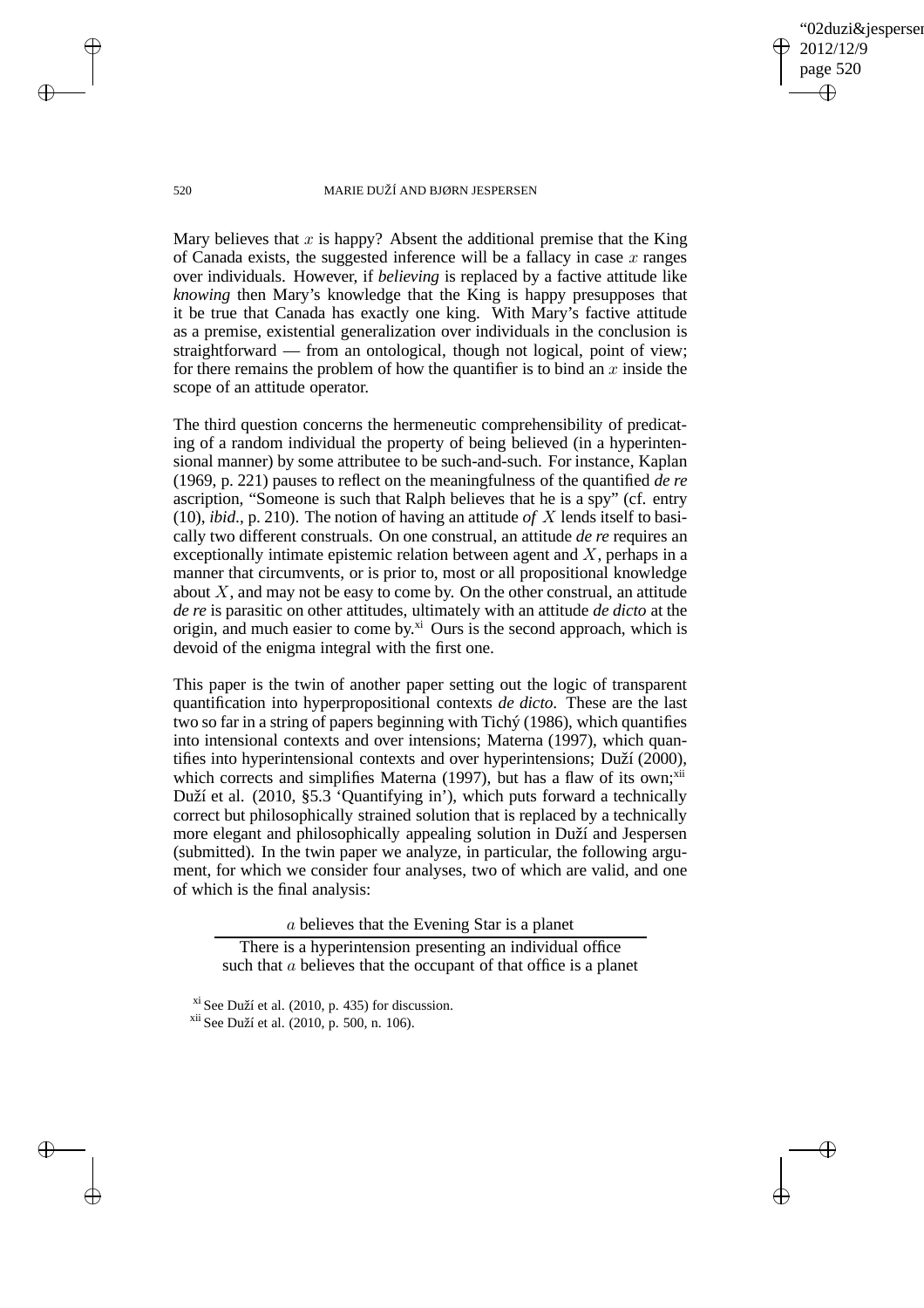Mary believes that $x$ is happy? Absent the additional premise that the King of Canada exists, the suggested inference will be a fallacy in case $x$ ranges over individuals. However, if *believing* is replaced by a factive attitude like *knowing* then Mary's knowledge that the King is happy presupposes that it be true that Canada has exactly one king. With Mary's factive attitude as a premise, existential generalization over individuals in the conclusion is straightforward — from an ontological, though not logical, point of view; for there remains the problem of how the quantifier is to bind an $x$ inside the scope of an attitude operator.

The third question concerns the hermeneutic comprehensibility of predicating of a random individual the property of being believed (in a hyperintensional manner) by some attributee to be such-and-such. For instance, Kaplan (1969, p. 221) pauses to reflect on the meaningfulness of the quantified *de re* ascription, "Someone is such that Ralph believes that he is a spy" (cf. entry (10), *ibid*., p. 210). The notion of having an attitude *of* $X$ lends itself to basically two different construals. On one construal, an attitude *de re* requires an exceptionally intimate epistemic relation between agent and $X$, perhaps in a manner that circumvents, or is prior to, most or all propositional knowledge about $X$, and may not be easy to come by. On the other construal, an attitude *de re* is parasitic on other attitudes, ultimately with an attitude *de dicto* at the origin, and much easier to come by.[xi] Ours is the second approach, which is devoid of the enigma integral with the first one.

This paper is the twin of another paper setting out the logic of transparent quantification into hyperpropositional contexts *de dicto*. These are the last two so far in a string of papers beginning with Tichý (1986), which quantifies into intensional contexts and over intensions; Materna (1997), which quantifies into hyperintensional contexts and over hyperintensions; Duží (2000), which corrects and simplifies Materna (1997), but has a flaw of its own;[xii] Duží et al. (2010, §5.3 'Quantifying in'), which puts forward a technically correct but philosophically strained solution that is replaced by a technically more elegant and philosophically appealing solution in Duží and Jespersen (submitted). In the twin paper we analyze, in particular, the following argument, for which we consider four analyses, two of which are valid, and one of which is the final analysis:

$a$ believes that the Evening Star is a planet

---

There is a hyperintension presenting an individual office such that $a$ believes that the occupant of that office is a planet

[xi] See Duží et al. (2010, p. 435) for discussion.

[xii] See Duží et al. (2010, p. 500, n. 106).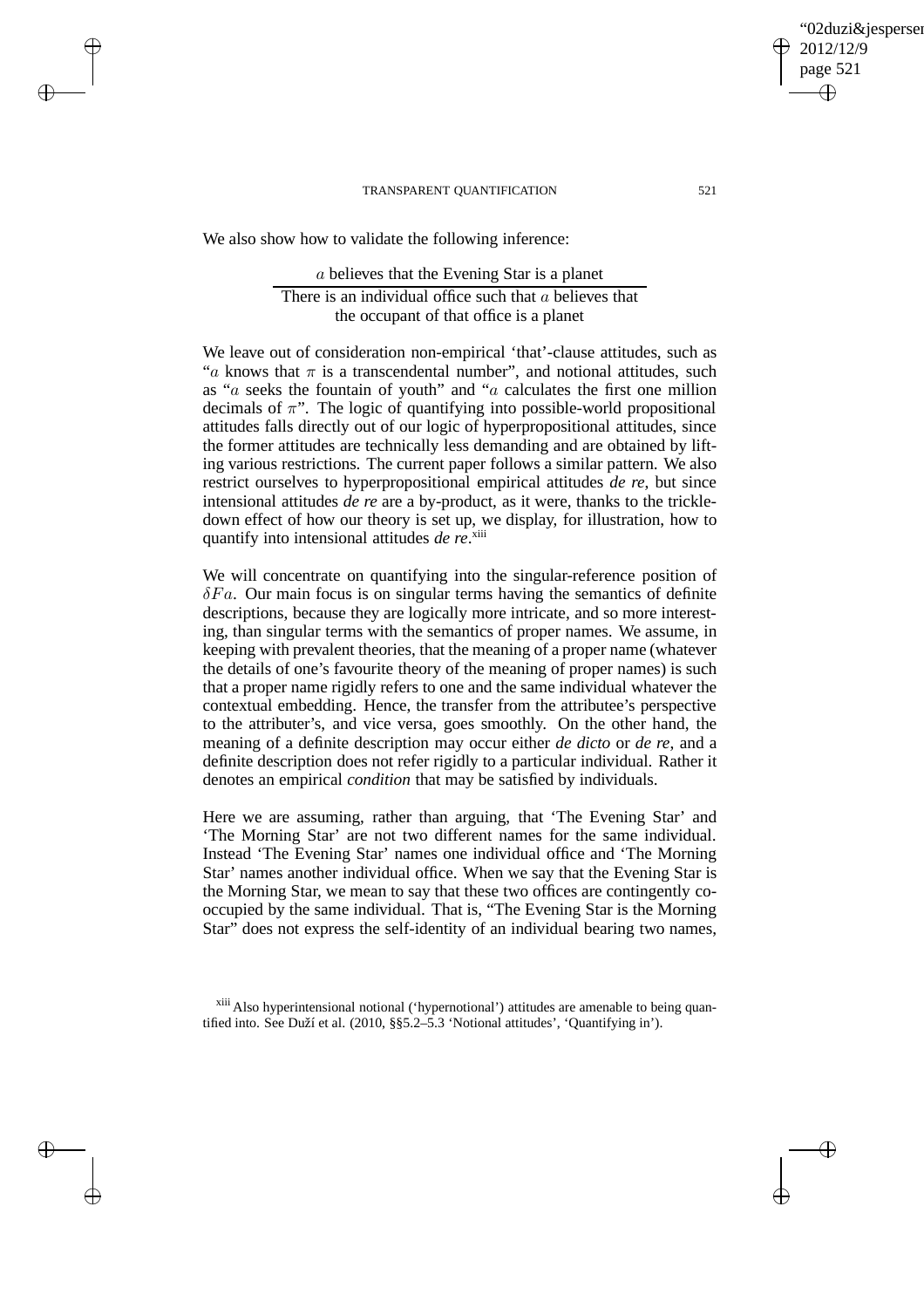We also show how to validate the following inference:

$$\frac{a \text{ believes that the Evening Star is a planet}}{\text{There is an individual office such that } a \text{ believes that the occupant of that office is a planet}}$$

We leave out of consideration non-empirical 'that'-clause attitudes, such as "$a$ knows that $\pi$ is a transcendental number", and notional attitudes, such as "$a$ seeks the fountain of youth" and "$a$ calculates the first one million decimals of $\pi$". The logic of quantifying into possible-world propositional attitudes falls directly out of our logic of hyperpropositional attitudes, since the former attitudes are technically less demanding and are obtained by lifting various restrictions. The current paper follows a similar pattern. We also restrict ourselves to hyperpropositional empirical attitudes *de re*, but since intensional attitudes *de re* are a by-product, as it were, thanks to the trickle-down effect of how our theory is set up, we display, for illustration, how to quantify into intensional attitudes *de re*.[xiii]

We will concentrate on quantifying into the singular-reference position of $\delta Fa$. Our main focus is on singular terms having the semantics of definite descriptions, because they are logically more intricate, and so more interesting, than singular terms with the semantics of proper names. We assume, in keeping with prevalent theories, that the meaning of a proper name (whatever the details of one's favourite theory of the meaning of proper names) is such that a proper name rigidly refers to one and the same individual whatever the contextual embedding. Hence, the transfer from the attributee's perspective to the attributer's, and vice versa, goes smoothly. On the other hand, the meaning of a definite description may occur either *de dicto* or *de re*, and a definite description does not refer rigidly to a particular individual. Rather it denotes an empirical *condition* that may be satisfied by individuals.

Here we are assuming, rather than arguing, that 'The Evening Star' and 'The Morning Star' are not two different names for the same individual. Instead 'The Evening Star' names one individual office and 'The Morning Star' names another individual office. When we say that the Evening Star is the Morning Star, we mean to say that these two offices are contingently co-occupied by the same individual. That is, "The Evening Star is the Morning Star" does not express the self-identity of an individual bearing two names,

[xiii] Also hyperintensional notional ('hypernotional') attitudes are amenable to being quantified into. See Duží et al. (2010, §§5.2–5.3 'Notional attitudes', 'Quantifying in').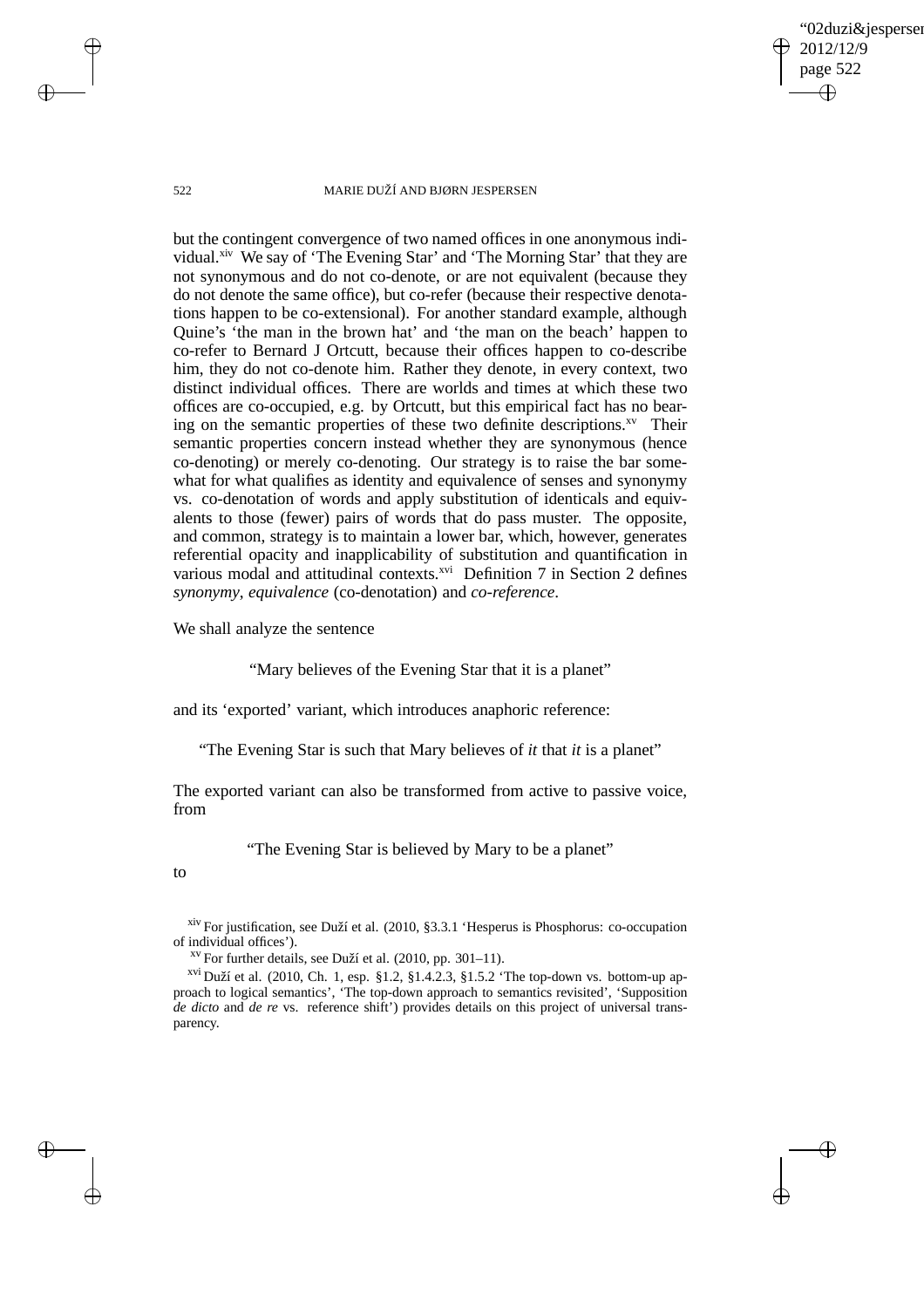but the contingent convergence of two named offices in one anonymous individual.[xiv] We say of 'The Evening Star' and 'The Morning Star' that they are not synonymous and do not co-denote, or are not equivalent (because they do not denote the same office), but co-refer (because their respective denotations happen to be co-extensional). For another standard example, although Quine's 'the man in the brown hat' and 'the man on the beach' happen to co-refer to Bernard J Ortcutt, because their offices happen to co-describe him, they do not co-denote him. Rather they denote, in every context, two distinct individual offices. There are worlds and times at which these two offices are co-occupied, e.g. by Ortcutt, but this empirical fact has no bearing on the semantic properties of these two definite descriptions.[xv] Their semantic properties concern instead whether they are synonymous (hence co-denoting) or merely co-denoting. Our strategy is to raise the bar somewhat for what qualifies as identity and equivalence of senses and synonymy vs. co-denotation of words and apply substitution of identicals and equivalents to those (fewer) pairs of words that do pass muster. The opposite, and common, strategy is to maintain a lower bar, which, however, generates referential opacity and inapplicability of substitution and quantification in various modal and attitudinal contexts.[xvi] Definition 7 in Section 2 defines *synonymy*, *equivalence* (co-denotation) and *co-reference*.

We shall analyze the sentence

"Mary believes of the Evening Star that it is a planet"

and its 'exported' variant, which introduces anaphoric reference:

"The Evening Star is such that Mary believes of *it* that *it* is a planet"

The exported variant can also be transformed from active to passive voice, from

"The Evening Star is believed by Mary to be a planet"

to

---

[xiv] For justification, see Duží et al. (2010, §3.3.1 'Hesperus is Phosphorus: co-occupation of individual offices').

[xv] For further details, see Duží et al. (2010, pp. 301–11).

[xvi] Duží et al. (2010, Ch. 1, esp. §1.2, §1.4.2.3, §1.5.2 'The top-down vs. bottom-up approach to logical semantics', 'The top-down approach to semantics revisited', 'Supposition *de dicto* and *de re* vs. reference shift') provides details on this project of universal transparency.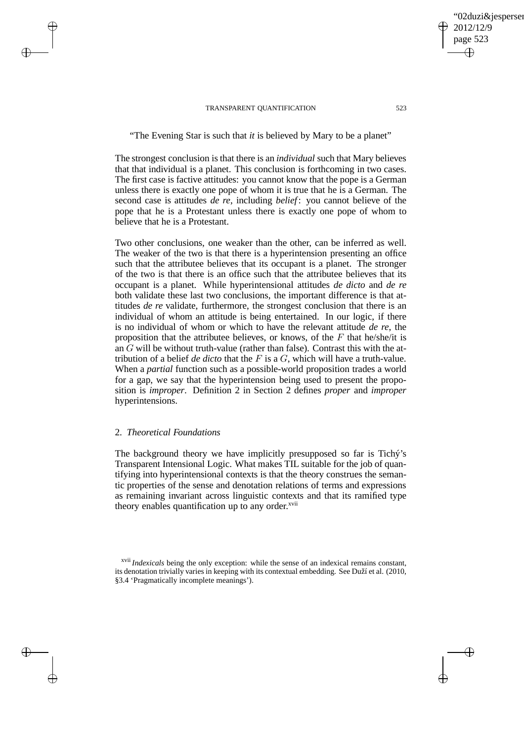"The Evening Star is such that *it* is believed by Mary to be a planet"

The strongest conclusion is that there is an *individual* such that Mary believes that that individual is a planet. This conclusion is forthcoming in two cases. The first case is factive attitudes: you cannot know that the pope is a German unless there is exactly one pope of whom it is true that he is a German. The second case is attitudes *de re*, including *belief*: you cannot believe of the pope that he is a Protestant unless there is exactly one pope of whom to believe that he is a Protestant.

Two other conclusions, one weaker than the other, can be inferred as well. The weaker of the two is that there is a hyperintension presenting an office such that the attributee believes that its occupant is a planet. The stronger of the two is that there is an office such that the attributee believes that its occupant is a planet. While hyperintensional attitudes *de dicto* and *de re* both validate these last two conclusions, the important difference is that attitudes *de re* validate, furthermore, the strongest conclusion that there is an individual of whom an attitude is being entertained. In our logic, if there is no individual of whom or which to have the relevant attitude *de re*, the proposition that the attributee believes, or knows, of the $F$ that he/she/it is an $G$ will be without truth-value (rather than false). Contrast this with the attribution of a belief *de dicto* that the $F$ is a $G$, which will have a truth-value. When a *partial* function such as a possible-world proposition trades a world for a gap, we say that the hyperintension being used to present the proposition is *improper*. Definition 2 in Section 2 defines *proper* and *improper* hyperintensions.

## 2. *Theoretical Foundations*

The background theory we have implicitly presupposed so far is Tichý's Transparent Intensional Logic. What makes TIL suitable for the job of quantifying into hyperintensional contexts is that the theory construes the semantic properties of the sense and denotation relations of terms and expressions as remaining invariant across linguistic contexts and that its ramified type theory enables quantification up to any order.[xvii]

[xvii] *Indexicals* being the only exception: while the sense of an indexical remains constant, its denotation trivially varies in keeping with its contextual embedding. See Duží et al. (2010, §3.4 'Pragmatically incomplete meanings').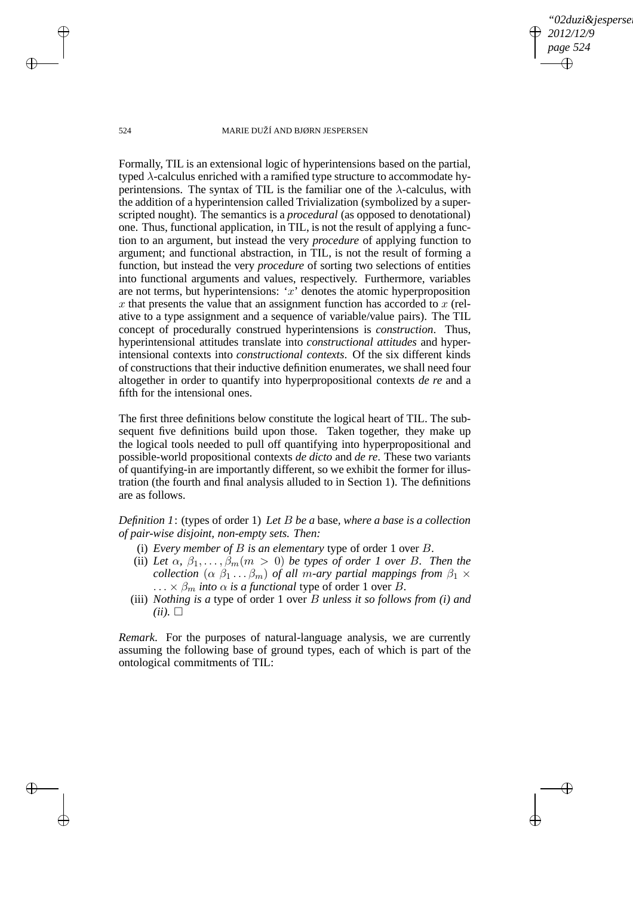Formally, TIL is an extensional logic of hyperintensions based on the partial, typed $\lambda$-calculus enriched with a ramified type structure to accommodate hyperintensions. The syntax of TIL is the familiar one of the $\lambda$-calculus, with the addition of a hyperintension called Trivialization (symbolized by a superscripted nought). The semantics is a *procedural* (as opposed to denotational) one. Thus, functional application, in TIL, is not the result of applying a function to an argument, but instead the very *procedure* of applying function to argument; and functional abstraction, in TIL, is not the result of forming a function, but instead the very *procedure* of sorting two selections of entities into functional arguments and values, respectively. Furthermore, variables are not terms, but hyperintensions: '$x$' denotes the atomic hyperproposition $x$ that presents the value that an assignment function has accorded to $x$ (relative to a type assignment and a sequence of variable/value pairs). The TIL concept of procedurally construed hyperintensions is *construction*. Thus, hyperintensional attitudes translate into *constructional attitudes* and hyperintensional contexts into *constructional contexts*. Of the six different kinds of constructions that their inductive definition enumerates, we shall need four altogether in order to quantify into hyperpropositional contexts *de re* and a fifth for the intensional ones.

The first three definitions below constitute the logical heart of TIL. The subsequent five definitions build upon those. Taken together, they make up the logical tools needed to pull off quantifying into hyperpropositional and possible-world propositional contexts *de dicto* and *de re*. These two variants of quantifying-in are importantly different, so we exhibit the former for illustration (the fourth and final analysis alluded to in Section 1). The definitions are as follows.

*Definition 1*: (types of order 1) *Let $B$ be a* base, *where a base is a collection of pair-wise disjoint, non-empty sets. Then:*

(i) *Every member of $B$ is an elementary* type of order 1 over $B$.

(ii) *Let $\alpha$, $\beta_1, \ldots, \beta_m (m > 0)$ be types of order 1 over $B$. Then the collection $(\alpha\ \beta_1 \ldots \beta_m)$ of all $m$-ary partial mappings from $\beta_1 \times \ldots \times \beta_m$ into $\alpha$ is a functional* type of order 1 over $B$.

(iii) *Nothing is a* type of order 1 over $B$ *unless it so follows from (i) and (ii).* $\square$

*Remark*. For the purposes of natural-language analysis, we are currently assuming the following base of ground types, each of which is part of the ontological commitments of TIL: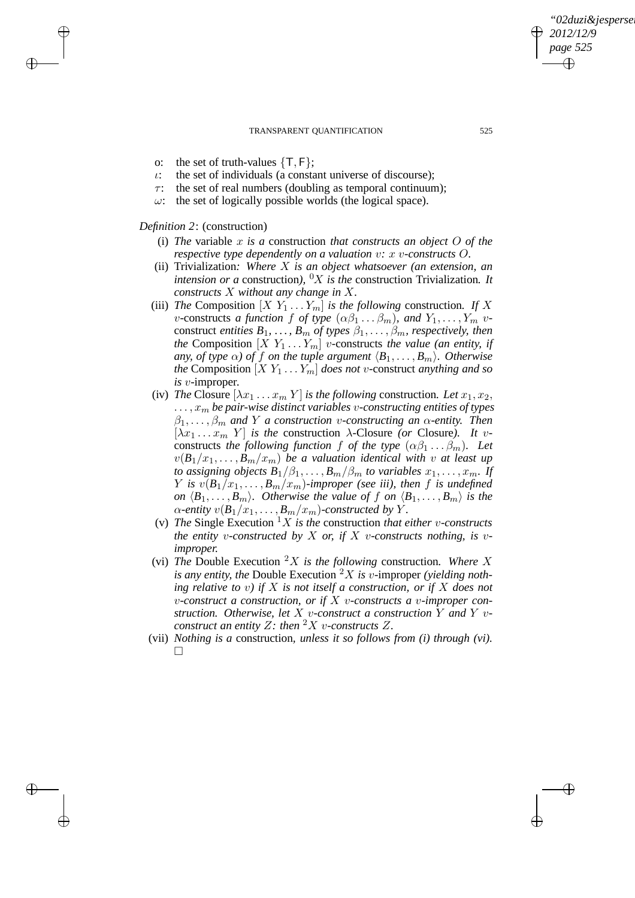- o: the set of truth-values $\{\mathsf{T}, \mathsf{F}\}$;
- $\iota$: the set of individuals (a constant universe of discourse);
- $\tau$: the set of real numbers (doubling as temporal continuum);
- $\omega$: the set of logically possible worlds (the logical space).

*Definition 2*: (construction)

(i) *The* variable $x$ *is a* construction *that constructs an object* $O$ *of the respective type dependently on a valuation* $v$*:* $x$ $v$*-constructs* $O$.

(ii) Trivialization*: Where* $X$ *is an object whatsoever (an extension, an intension or a* construction*),* ${}^0X$ *is the* construction Trivialization*. It constructs* $X$ *without any change in* $X$.

(iii) *The* Composition $[X\ Y_1 \ldots Y_m]$ *is the following* construction*. If* $X$ $v$-constructs *a function* $f$ *of type* $(\alpha\beta_1 \ldots \beta_m)$*, and* $Y_1, \ldots, Y_m$ $v$-construct *entities* $B_1, \ldots, B_m$ *of types* $\beta_1, \ldots, \beta_m$*, respectively, then the* Composition $[X\ Y_1 \ldots Y_m]$ $v$-constructs *the value (an entity, if any, of type* $\alpha$*) of* $f$ *on the tuple argument* $\langle B_1, \ldots, B_m\rangle$*. Otherwise the* Composition $[X\ Y_1 \ldots Y_m]$ *does not* $v$-construct *anything and so is* $v$-improper*.*

(iv) *The* Closure $[\lambda x_1 \ldots x_m\ Y]$ *is the following* construction*. Let* $x_1, x_2, \ldots, x_m$ *be pair-wise distinct variables* $v$*-constructing entities of types* $\beta_1, \ldots, \beta_m$ *and* $Y$ *a construction* $v$*-constructing an* $\alpha$*-entity. Then* $[\lambda x_1 \ldots x_m\ Y]$ *is the* construction $\lambda$-Closure *(or* Closure*). It* $v$-constructs *the following function* $f$ *of the type* $(\alpha\beta_1 \ldots \beta_m)$*. Let* $v(B_1/x_1, \ldots, B_m/x_m)$ *be a valuation identical with* $v$ *at least up to assigning objects* $B_1/\beta_1, \ldots, B_m/\beta_m$ *to variables* $x_1, \ldots, x_m$*. If* $Y$ *is* $v(B_1/x_1, \ldots, B_m/x_m)$*-improper (see iii), then* $f$ *is undefined on* $\langle B_1, \ldots, B_m\rangle$*. Otherwise the value of* $f$ *on* $\langle B_1, \ldots, B_m\rangle$ *is the* $\alpha$*-entity* $v(B_1/x_1, \ldots, B_m/x_m)$*-constructed by* $Y$.

(v) *The* Single Execution ${}^1X$ *is the* construction *that either* $v$*-constructs the entity* $v$*-constructed by* $X$ *or, if* $X$ $v$*-constructs nothing, is* $v$*-improper.*

(vi) *The* Double Execution ${}^2X$ *is the following* construction*. Where* $X$ *is any entity, the* Double Execution ${}^2X$ *is* $v$-improper *(yielding nothing relative to* $v$*) if* $X$ *is not itself a construction, or if* $X$ *does not* $v$*-construct a construction, or if* $X$ $v$*-constructs a* $v$*-improper construction. Otherwise, let* $X$ $v$*-construct a construction* $Y$ *and* $Y$ $v$*-construct an entity* $Z$*: then* ${}^2X$ $v$*-constructs* $Z$.

(vii) *Nothing is a* construction*, unless it so follows from (i) through (vi).* □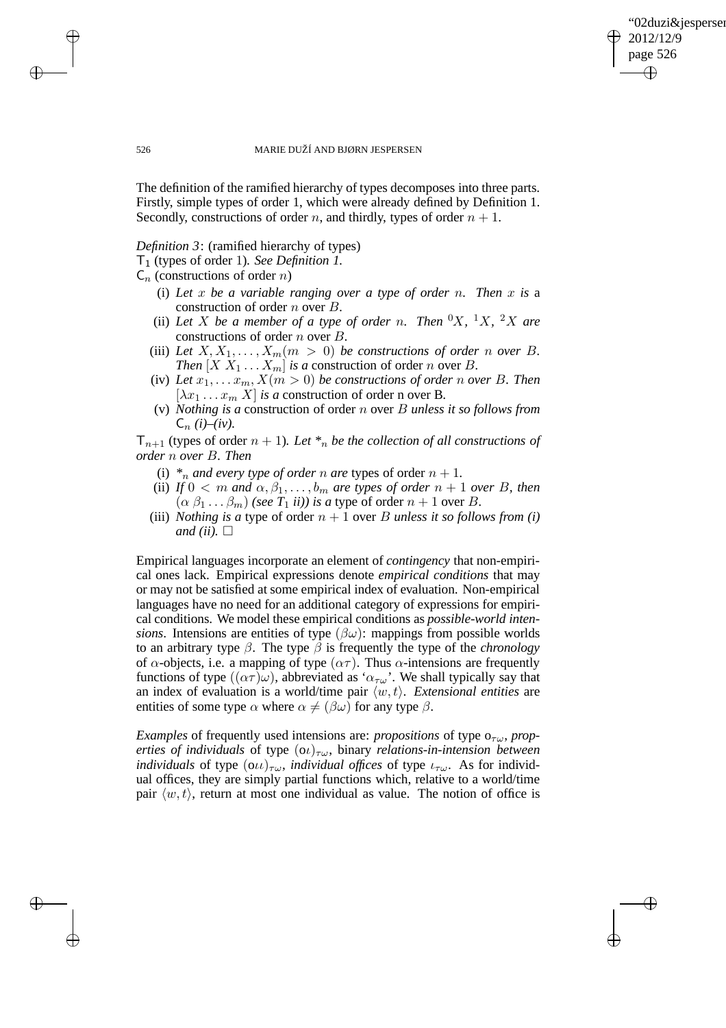The definition of the ramified hierarchy of types decomposes into three parts. Firstly, simple types of order 1, which were already defined by Definition 1. Secondly, constructions of order $n$, and thirdly, types of order $n + 1$.

*Definition 3*: (ramified hierarchy of types)

$\mathsf{T}_1$ (types of order 1). *See Definition 1.*

$\mathsf{C}_n$ (constructions of order $n$)

- (i) *Let $x$ be a variable ranging over a type of order $n$. Then $x$ is* a construction of order $n$ over $B$.
- (ii) *Let $X$ be a member of a type of order $n$. Then ${}^0X$, ${}^1X$, ${}^2X$ are* constructions of order $n$ over $B$.
- (iii) *Let $X, X_1, \ldots, X_m (m > 0)$ be constructions of order $n$ over $B$. Then $[X\ X_1 \ldots X_m]$ is a* construction of order $n$ over $B$.
- (iv) *Let $x_1, \ldots x_m, X (m > 0)$ be constructions of order $n$ over $B$. Then $[\lambda x_1 \ldots x_m\ X]$ is a* construction of order n over B.
- (v) *Nothing is a* construction of order $n$ over $B$ *unless it so follows from* $\mathsf{C}_n$ *(i)–(iv).*

$\mathsf{T}_{n+1}$ (types of order $n + 1$). *Let $*_n$ be the collection of all constructions of order $n$ over $B$. Then*

- (i) *$*_n$ and every type of order $n$ are* types of order $n + 1$.
- (ii) *If $0 < m$ and $\alpha, \beta_1, \ldots, b_m$ are types of order $n + 1$ over $B$, then $(\alpha\ \beta_1 \ldots \beta_m)$ (see $T_1$ ii)) is a* type of order $n + 1$ over $B$.
- (iii) *Nothing is a* type of order $n + 1$ over $B$ *unless it so follows from (i) and (ii).* □

Empirical languages incorporate an element of *contingency* that non-empirical ones lack. Empirical expressions denote *empirical conditions* that may or may not be satisfied at some empirical index of evaluation. Non-empirical languages have no need for an additional category of expressions for empirical conditions. We model these empirical conditions as *possible-world intensions*. Intensions are entities of type $(\beta\omega)$: mappings from possible worlds to an arbitrary type $\beta$. The type $\beta$ is frequently the type of the *chronology* of $\alpha$-objects, i.e. a mapping of type $(\alpha\tau)$. Thus $\alpha$-intensions are frequently functions of type $((\alpha\tau)\omega)$, abbreviated as '$\alpha_{\tau\omega}$'. We shall typically say that an index of evaluation is a world/time pair $\langle w, t\rangle$. *Extensional entities* are entities of some type $\alpha$ where $\alpha \neq (\beta\omega)$ for any type $\beta$.

*Examples* of frequently used intensions are: *propositions* of type $o_{\tau\omega}$, *properties of individuals* of type $(o\iota)_{\tau\omega}$, binary *relations-in-intension between individuals* of type $(o\iota\iota)_{\tau\omega}$, *individual offices* of type $\iota_{\tau\omega}$. As for individual offices, they are simply partial functions which, relative to a world/time pair $\langle w, t\rangle$, return at most one individual as value. The notion of office is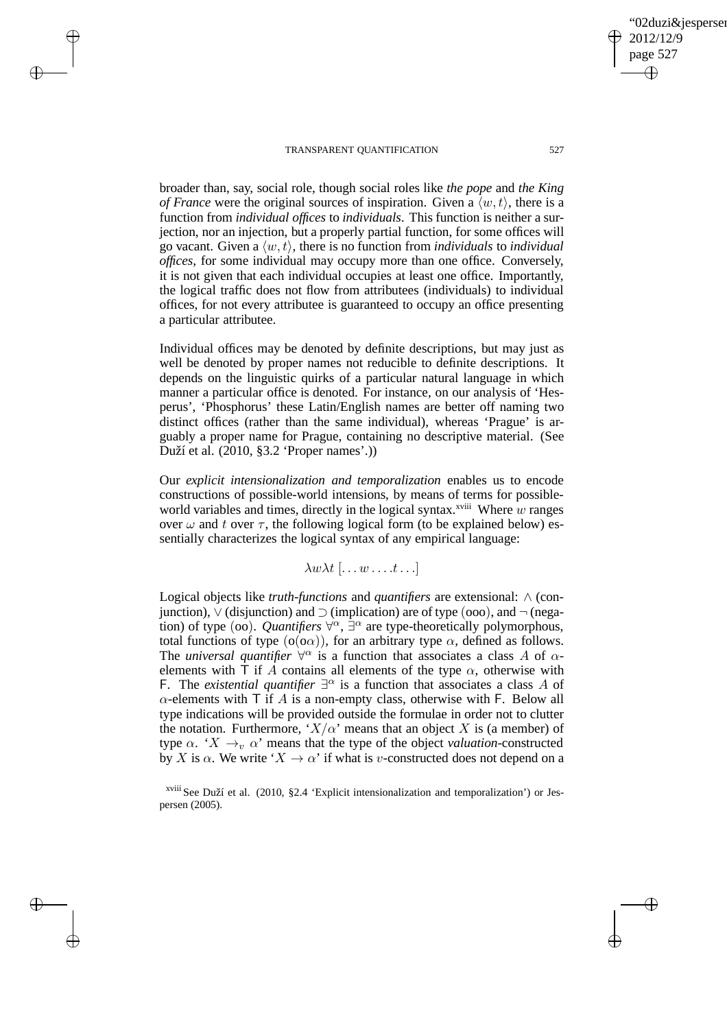broader than, say, social role, though social roles like *the pope* and *the King of France* were the original sources of inspiration. Given a $\langle w, t\rangle$, there is a function from *individual offices* to *individuals*. This function is neither a surjection, nor an injection, but a properly partial function, for some offices will go vacant. Given a $\langle w, t\rangle$, there is no function from *individuals* to *individual offices*, for some individual may occupy more than one office. Conversely, it is not given that each individual occupies at least one office. Importantly, the logical traffic does not flow from attributees (individuals) to individual offices, for not every attributee is guaranteed to occupy an office presenting a particular attributee.

Individual offices may be denoted by definite descriptions, but may just as well be denoted by proper names not reducible to definite descriptions. It depends on the linguistic quirks of a particular natural language in which manner a particular office is denoted. For instance, on our analysis of 'Hesperus', 'Phosphorus' these Latin/English names are better off naming two distinct offices (rather than the same individual), whereas 'Prague' is arguably a proper name for Prague, containing no descriptive material. (See Duží et al. (2010, §3.2 'Proper names').)

Our *explicit intensionalization and temporalization* enables us to encode constructions of possible-world intensions, by means of terms for possible-world variables and times, directly in the logical syntax.[xviii] Where $w$ ranges over $\omega$ and $t$ over $\tau$, the following logical form (to be explained below) essentially characterizes the logical syntax of any empirical language:

$$\lambda w \lambda t \, [\ldots w \ldots . t \ldots]$$

Logical objects like *truth-functions* and *quantifiers* are extensional: $\wedge$ (conjunction), $\vee$ (disjunction) and $\supset$ (implication) are of type $(\mathsf{ooo})$, and $\neg$ (negation) of type $(\mathsf{oo})$. *Quantifiers* $\forall^{\alpha}$, $\exists^{\alpha}$ are type-theoretically polymorphous, total functions of type $(\mathsf{o}(\mathsf{o}\alpha))$, for an arbitrary type $\alpha$, defined as follows. The *universal quantifier* $\forall^{\alpha}$ is a function that associates a class $A$ of $\alpha$-elements with $\mathsf{T}$ if $A$ contains all elements of the type $\alpha$, otherwise with $\mathsf{F}$. The *existential quantifier* $\exists^{\alpha}$ is a function that associates a class $A$ of $\alpha$-elements with $\mathsf{T}$ if $A$ is a non-empty class, otherwise with $\mathsf{F}$. Below all type indications will be provided outside the formulae in order not to clutter the notation. Furthermore, '$X/\alpha$' means that an object $X$ is (a member) of type $\alpha$. '$X \rightarrow_v \alpha$' means that the type of the object *valuation*-constructed by $X$ is $\alpha$. We write '$X \rightarrow \alpha$' if what is $v$-constructed does not depend on a

[xviii] See Duží et al. (2010, §2.4 'Explicit intensionalization and temporalization') or Jespersen (2005).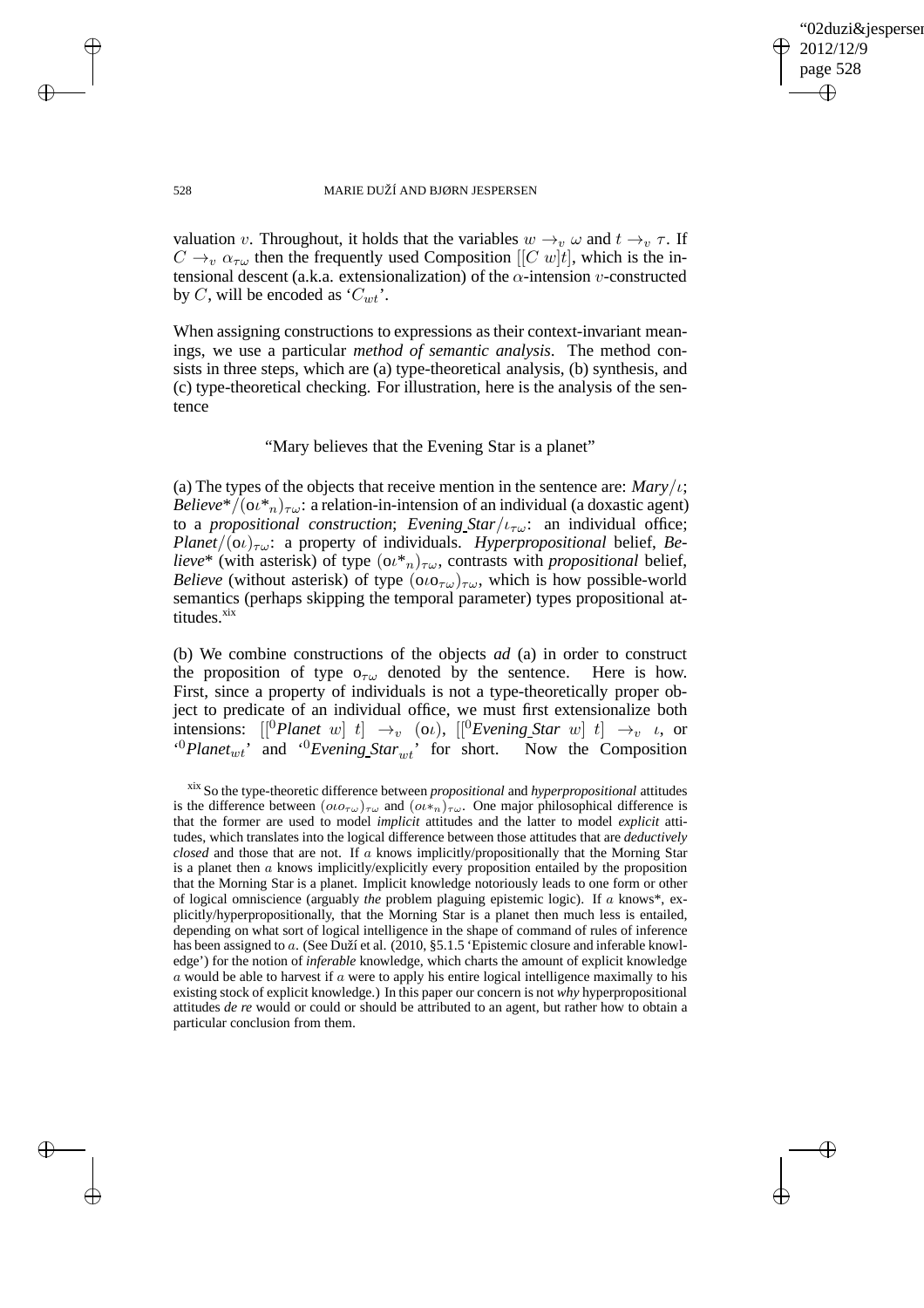valuation $v$. Throughout, it holds that the variables $w \rightarrow_v \omega$ and $t \rightarrow_v \tau$. If $C \rightarrow_v \alpha_{\tau\omega}$ then the frequently used Composition $[[C\ w]t]$, which is the intensional descent (a.k.a. extensionalization) of the $\alpha$-intension $v$-constructed by $C$, will be encoded as '$C_{wt}$'.

When assigning constructions to expressions as their context-invariant meanings, we use a particular *method of semantic analysis*. The method consists in three steps, which are (a) type-theoretical analysis, (b) synthesis, and (c) type-theoretical checking. For illustration, here is the analysis of the sentence

"Mary believes that the Evening Star is a planet"

(a) The types of the objects that receive mention in the sentence are: *Mary*/$\iota$; *Believe\**/$(o\iota *_n)_{\tau\omega}$: a relation-in-intension of an individual (a doxastic agent) to a *propositional construction*; *Evening Star*/$\iota_{\tau\omega}$: an individual office; *Planet*/$(o\iota)_{\tau\omega}$: a property of individuals. *Hyperpropositional* belief, *Believe\** (with asterisk) of type $(o\iota *_n)_{\tau\omega}$, contrasts with *propositional* belief, *Believe* (without asterisk) of type $(o\iota o_{\tau\omega})_{\tau\omega}$, which is how possible-world semantics (perhaps skipping the temporal parameter) types propositional attitudes.[xix]

(b) We combine constructions of the objects *ad* (a) in order to construct the proposition of type $o_{\tau\omega}$ denoted by the sentence. Here is how. First, since a property of individuals is not a type-theoretically proper object to predicate of an individual office, we must first extensionalize both intensions: $[[{}^0\textit{Planet}\ w]\ t] \rightarrow_v (o\iota)$, $[[{}^0\textit{Evening Star}\ w]\ t] \rightarrow_v \iota$, or '${}^0\textit{Planet}_{wt}$' and '${}^0\textit{Evening Star}_{wt}$' for short. Now the Composition

[xix] So the type-theoretic difference between *propositional* and *hyperpropositional* attitudes is the difference between $(o\iota o_{\tau\omega})_{\tau\omega}$ and $(o\iota *_n)_{\tau\omega}$. One major philosophical difference is that the former are used to model *implicit* attitudes and the latter to model *explicit* attitudes, which translates into the logical difference between those attitudes that are *deductively closed* and those that are not. If $a$ knows implicitly/propositionally that the Morning Star is a planet then $a$ knows implicitly/explicitly every proposition entailed by the proposition that the Morning Star is a planet. Implicit knowledge notoriously leads to one form or other of logical omniscience (arguably *the* problem plaguing epistemic logic). If $a$ knows\*, explicitly/hyperpropositionally, that the Morning Star is a planet then much less is entailed, depending on what sort of logical intelligence in the shape of command of rules of inference has been assigned to $a$. (See Duží et al. (2010, §5.1.5 'Epistemic closure and inferable knowledge') for the notion of *inferable* knowledge, which charts the amount of explicit knowledge $a$ would be able to harvest if $a$ were to apply his entire logical intelligence maximally to his existing stock of explicit knowledge.) In this paper our concern is not *why* hyperpropositional attitudes *de re* would or could or should be attributed to an agent, but rather how to obtain a particular conclusion from them.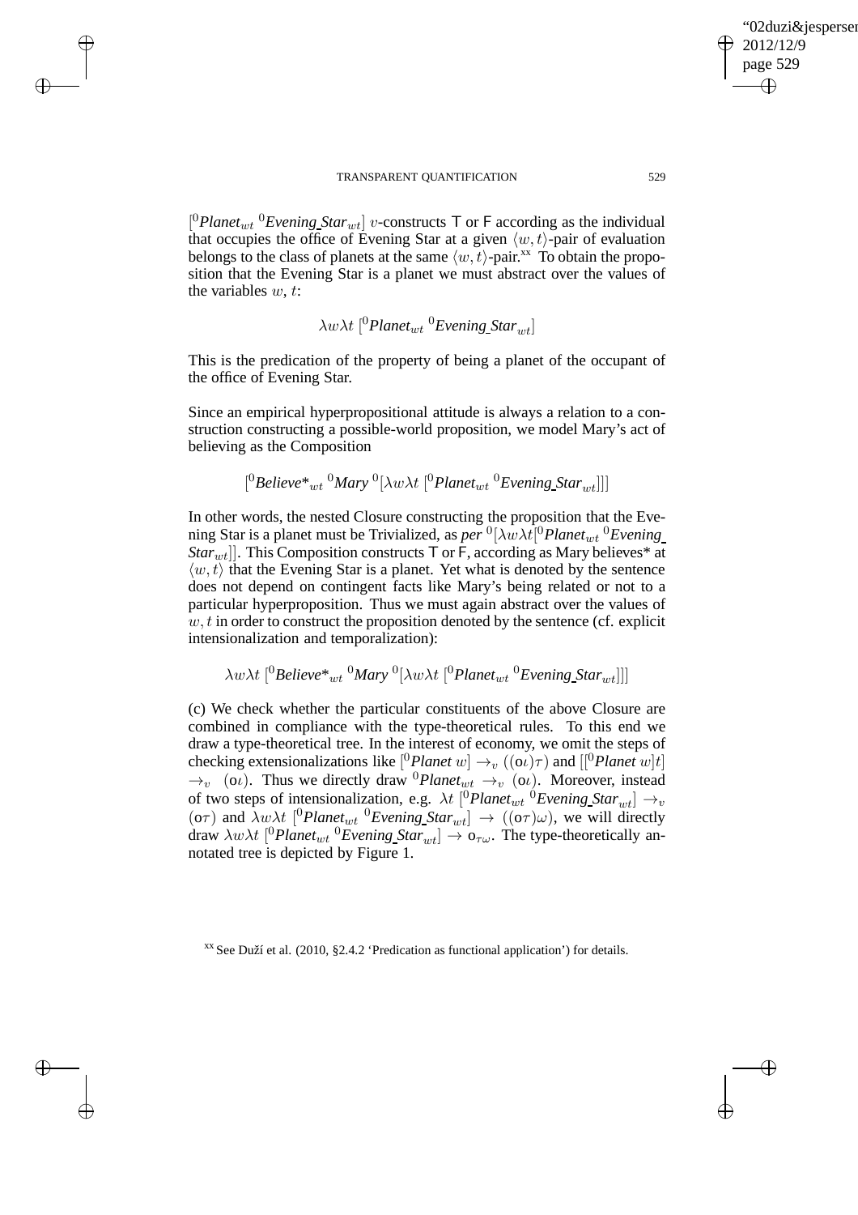$[{}^0\mathit{Planet}_{wt}\ {}^0\mathit{Evening\_Star}_{wt}]$ $v$-constructs T or F according as the individual that occupies the office of Evening Star at a given $\langle w, t\rangle$-pair of evaluation belongs to the class of planets at the same $\langle w, t\rangle$-pair.[xx] To obtain the proposition that the Evening Star is a planet we must abstract over the values of the variables $w, t$:

$$\lambda w \lambda t\ [{}^0\mathit{Planet}_{wt}\ {}^0\mathit{Evening\_Star}_{wt}]$$

This is the predication of the property of being a planet of the occupant of the office of Evening Star.

Since an empirical hyperpropositional attitude is always a relation to a construction constructing a possible-world proposition, we model Mary's act of believing as the Composition

$$[{}^0\mathit{Believe*}_{wt}\ {}^0\mathit{Mary}\ {}^0[\lambda w \lambda t\ [{}^0\mathit{Planet}_{wt}\ {}^0\mathit{Evening\_Star}_{wt}]]]$$

In other words, the nested Closure constructing the proposition that the Evening Star is a planet must be Trivialized, as *per* ${}^0[\lambda w \lambda t[{}^0\mathit{Planet}_{wt}\ {}^0\mathit{Evening\_Star}_{wt}]]$. This Composition constructs T or F, according as Mary believes* at $\langle w, t\rangle$ that the Evening Star is a planet. Yet what is denoted by the sentence does not depend on contingent facts like Mary's being related or not to a particular hyperproposition. Thus we must again abstract over the values of $w, t$ in order to construct the proposition denoted by the sentence (cf. explicit intensionalization and temporalization):

$$\lambda w \lambda t\ [{}^0\mathit{Believe*}_{wt}\ {}^0\mathit{Mary}\ {}^0[\lambda w \lambda t\ [{}^0\mathit{Planet}_{wt}\ {}^0\mathit{Evening\_Star}_{wt}]]]$$

(c) We check whether the particular constituents of the above Closure are combined in compliance with the type-theoretical rules. To this end we draw a type-theoretical tree. In the interest of economy, we omit the steps of checking extensionalizations like $[{}^0\mathit{Planet}\ w] \rightarrow_v ((o\iota)\tau)$ and $[[{}^0\mathit{Planet}\ w]t] \rightarrow_v (o\iota)$. Thus we directly draw ${}^0\mathit{Planet}_{wt} \rightarrow_v (o\iota)$. Moreover, instead of two steps of intensionalization, e.g. $\lambda t\ [{}^0\mathit{Planet}_{wt}\ {}^0\mathit{Evening\_Star}_{wt}] \rightarrow_v (o\tau)$ and $\lambda w \lambda t\ [{}^0\mathit{Planet}_{wt}\ {}^0\mathit{Evening\_Star}_{wt}] \rightarrow ((o\tau)\omega)$, we will directly draw $\lambda w \lambda t\ [{}^0\mathit{Planet}_{wt}\ {}^0\mathit{Evening\_Star}_{wt}] \rightarrow o_{\tau\omega}$. The type-theoretically annotated tree is depicted by Figure 1.

[xx] See Duží et al. (2010, §2.4.2 'Predication as functional application') for details.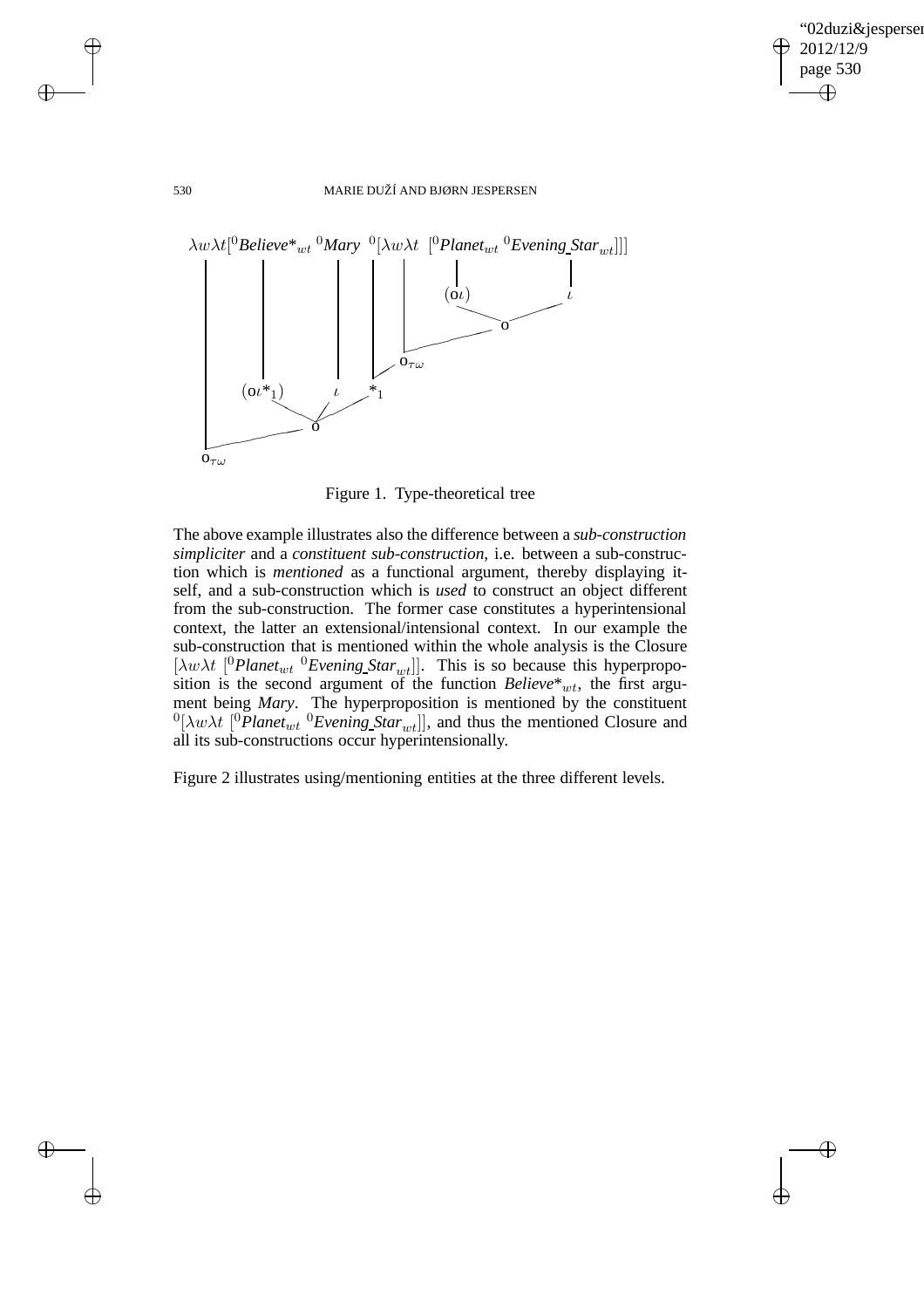$\lambda w \lambda t [^0 Believe^*_{wt}\ ^0 Mary\ ^0[\lambda w \lambda t\ [^0 Planet_{wt}\ ^0 Evening\_Star_{wt}]]]$

$(o\iota)$ $\quad \iota$

$o$

$o_{\tau\omega}$

$(o\iota{*}_1)$ $\quad \iota$ $\quad {*}_1$

$o$

$o_{\tau\omega}$

Figure 1. Type-theoretical tree

The above example illustrates also the difference between a *sub-construction simpliciter* and a *constituent sub-construction*, i.e. between a sub-construction which is *mentioned* as a functional argument, thereby displaying itself, and a sub-construction which is *used* to construct an object different from the sub-construction. The former case constitutes a hyperintensional context, the latter an extensional/intensional context. In our example the sub-construction that is mentioned within the whole analysis is the Closure $[\lambda w \lambda t\ [^0 Planet_{wt}\ ^0 Evening\_Star_{wt}]]$. This is so because this hyperproposition is the second argument of the function $Believe^*_{wt}$, the first argument being *Mary*. The hyperproposition is mentioned by the constituent $^0[\lambda w \lambda t\ [^0 Planet_{wt}\ ^0 Evening\_Star_{wt}]]$, and thus the mentioned Closure and all its sub-constructions occur hyperintensionally.

Figure 2 illustrates using/mentioning entities at the three different levels.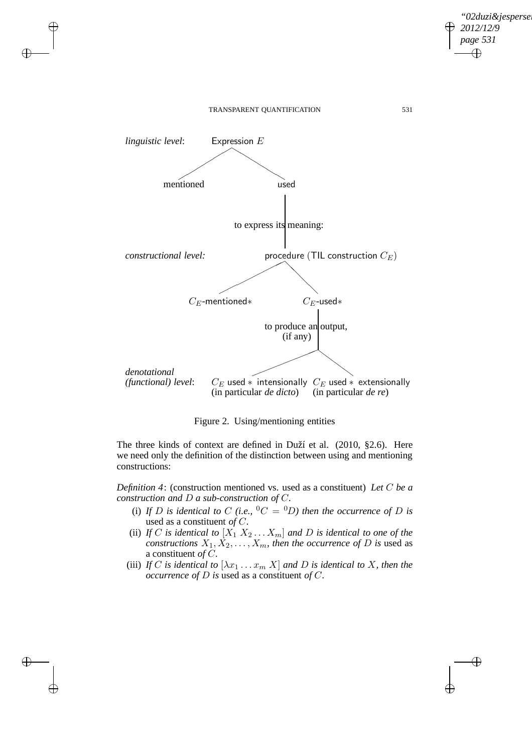linguistic level: Expression $E$

mentioned — used

to express its meaning:

constructional level: procedure (TIL construction $C_E$)

$C_E$-mentioned$*$ — $C_E$-used$*$

to produce an output, (if any)

denotational (functional) level: $C_E$ used $*$ intensionally (in particular *de dicto*) — $C_E$ used $*$ extensionally (in particular *de re*)

Figure 2. Using/mentioning entities

The three kinds of context are defined in Duží et al. (2010, §2.6). Here we need only the definition of the distinction between using and mentioning constructions:

*Definition 4*: (construction mentioned vs. used as a constituent) *Let $C$ be a construction and $D$ a sub-construction of $C$.*

(i) *If $D$ is identical to $C$ (i.e., ${}^0C = {}^0D$) then the occurrence of $D$ is* used as a constituent *of $C$.*

(ii) *If $C$ is identical to $[X_1\ X_2 \ldots X_m]$ and $D$ is identical to one of the constructions $X_1, X_2, \ldots, X_m$, then the occurrence of $D$ is* used as a constituent *of $C$.*

(iii) *If $C$ is identical to $[\lambda x_1 \ldots x_m\ X]$ and $D$ is identical to $X$, then the occurrence of $D$ is* used as a constituent *of $C$.*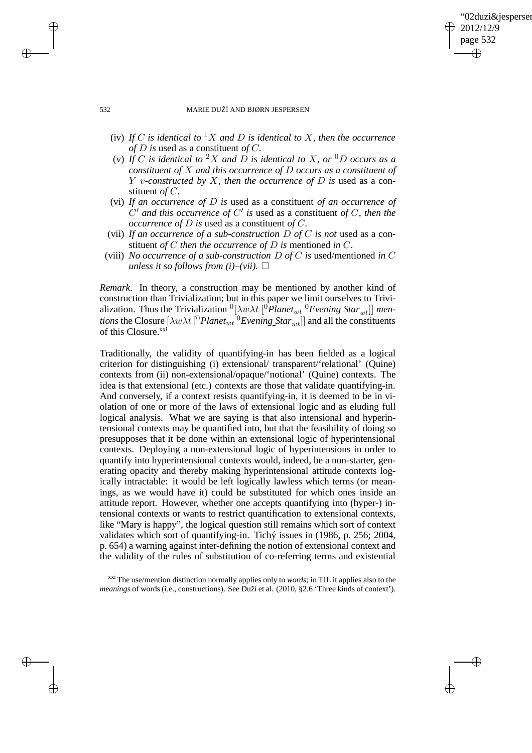(iv) *If $C$ is identical to ${}^1X$ and $D$ is identical to $X$, then the occurrence of $D$ is* used as a constituent *of $C$.*

(v) *If $C$ is identical to ${}^2X$ and $D$ is identical to $X$, or ${}^0D$ occurs as a constituent of $X$ and this occurrence of $D$ occurs as a constituent of $Y$ $v$-constructed by $X$, then the occurrence of $D$ is* used as a constituent *of $C$.*

(vi) *If an occurrence of $D$ is* used as a constituent *of an occurrence of $C'$ and this occurrence of $C'$ is* used as a constituent *of $C$, then the occurrence of $D$ is* used as a constituent *of $C$.*

(vii) *If an occurrence of a sub-construction $D$ of $C$ is not* used as a constituent *of $C$ then the occurrence of $D$ is* mentioned *in $C$.*

(viii) *No occurrence of a sub-construction $D$ of $C$ is* used/mentioned *in $C$ unless it so follows from (i)–(vii).* □

*Remark*. In theory, a construction may be mentioned by another kind of construction than Trivialization; but in this paper we limit ourselves to Trivialization. Thus the Trivialization ${}^0[\lambda w\lambda t\ [{}^0\mathit{Planet}_{wt}\ {}^0\mathit{Evening\_Star}_{wt}]]$ *mentions* the Closure $[\lambda w\lambda t\ [{}^0\mathit{Planet}_{wt}\ {}^0\mathit{Evening\_Star}_{wt}]]$ and all the constituents of this Closure.[xxi]

Traditionally, the validity of quantifying-in has been fielded as a logical criterion for distinguishing (i) extensional/ transparent/'relational' (Quine) contexts from (ii) non-extensional/opaque/'notional' (Quine) contexts. The idea is that extensional (etc.) contexts are those that validate quantifying-in. And conversely, if a context resists quantifying-in, it is deemed to be in violation of one or more of the laws of extensional logic and as eluding full logical analysis. What we are saying is that also intensional and hyperintensional contexts may be quantified into, but that the feasibility of doing so presupposes that it be done within an extensional logic of hyperintensional contexts. Deploying a non-extensional logic of hyperintensions in order to quantify into hyperintensional contexts would, indeed, be a non-starter, generating opacity and thereby making hyperintensional attitude contexts logically intractable: it would be left logically lawless which terms (or meanings, as we would have it) could be substituted for which ones inside an attitude report. However, whether one accepts quantifying into (hyper-) intensional contexts or wants to restrict quantification to extensional contexts, like "Mary is happy", the logical question still remains which sort of context validates which sort of quantifying-in. Tichý issues in (1986, p. 256; 2004, p. 654) a warning against inter-defining the notion of extensional context and the validity of the rules of substitution of co-referring terms and existential

[xxi] The use/mention distinction normally applies only to *words*; in TIL it applies also to the *meanings* of words (i.e., constructions). See Duží et al. (2010, §2.6 'Three kinds of context').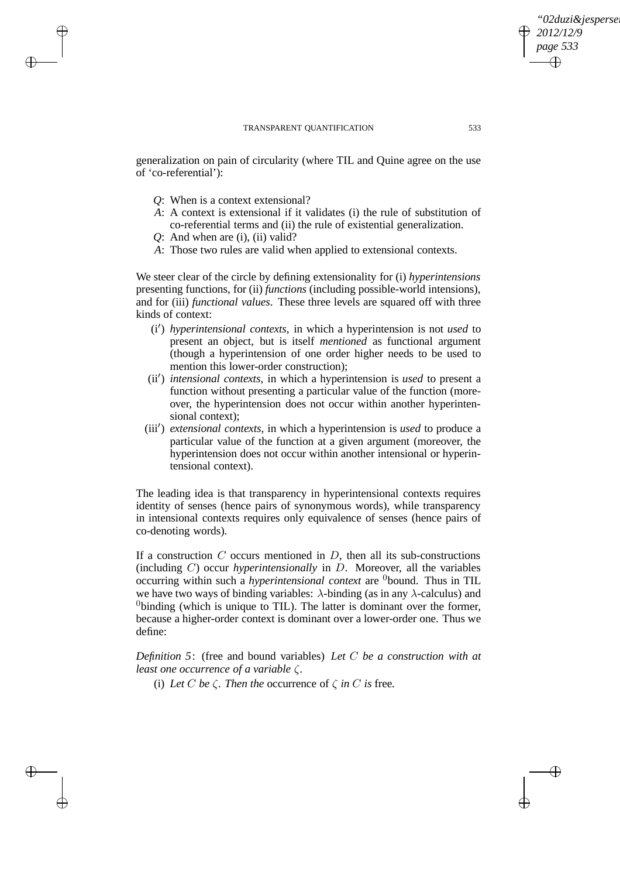generalization on pain of circularity (where TIL and Quine agree on the use of 'co-referential'):

> *Q*: When is a context extensional?
> *A*: A context is extensional if it validates (i) the rule of substitution of co-referential terms and (ii) the rule of existential generalization.
> *Q*: And when are (i), (ii) valid?
> *A*: Those two rules are valid when applied to extensional contexts.

We steer clear of the circle by defining extensionality for (i) *hyperintensions* presenting functions, for (ii) *functions* (including possible-world intensions), and for (iii) *functional values*. These three levels are squared off with three kinds of context:

- (i′) *hyperintensional contexts*, in which a hyperintension is not *used* to present an object, but is itself *mentioned* as functional argument (though a hyperintension of one order higher needs to be used to mention this lower-order construction);
- (ii′) *intensional contexts*, in which a hyperintension is *used* to present a function without presenting a particular value of the function (moreover, the hyperintension does not occur within another hyperintensional context);
- (iii′) *extensional contexts*, in which a hyperintension is *used* to produce a particular value of the function at a given argument (moreover, the hyperintension does not occur within another intensional or hyperintensional context).

The leading idea is that transparency in hyperintensional contexts requires identity of senses (hence pairs of synonymous words), while transparency in intensional contexts requires only equivalence of senses (hence pairs of co-denoting words).

If a construction $C$ occurs mentioned in $D$, then all its sub-constructions (including $C$) occur *hyperintensionally* in $D$. Moreover, all the variables occurring within such a *hyperintensional context* are $^0$bound. Thus in TIL we have two ways of binding variables: $\lambda$-binding (as in any $\lambda$-calculus) and $^0$binding (which is unique to TIL). The latter is dominant over the former, because a higher-order context is dominant over a lower-order one. Thus we define:

*Definition 5*: (free and bound variables) *Let $C$ be a construction with at least one occurrence of a variable $\zeta$.*

(i) *Let $C$ be $\zeta$. Then the* occurrence *of $\zeta$ in $C$ is* free*.*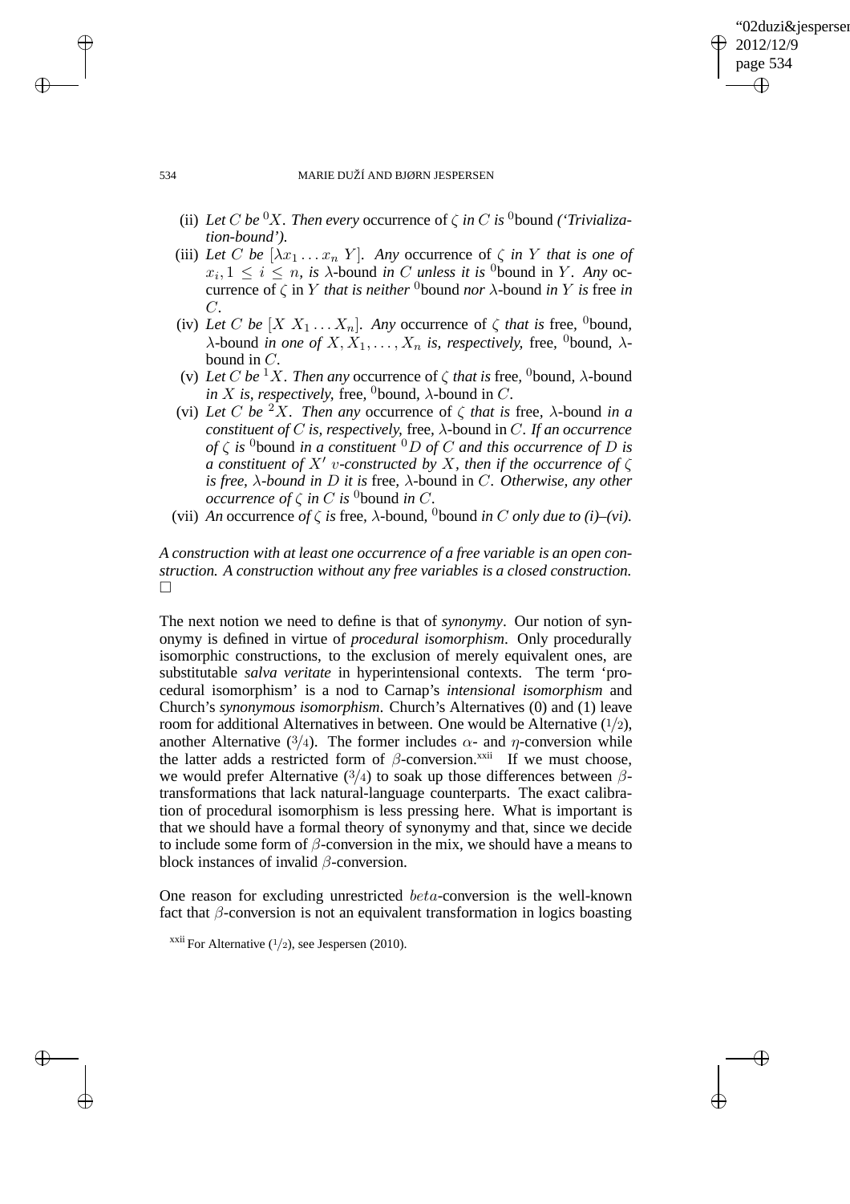(ii) *Let $C$ be ${}^0X$. Then every* occurrence of $\zeta$ *in $C$ is* ${}^0$bound *('Trivialization-bound').*

(iii) *Let $C$ be $[\lambda x_1 \ldots x_n\ Y]$. Any* occurrence of $\zeta$ *in $Y$ that is one of $x_i, 1 \leq i \leq n$, is* $\lambda$-bound *in $C$ unless it is* ${}^0$bound in $Y$. *Any* occurrence of $\zeta$ in $Y$ *that is neither* ${}^0$bound *nor* $\lambda$-bound *in $Y$ is* free *in $C$.*

(iv) *Let $C$ be $[X\ X_1 \ldots X_n]$. Any* occurrence of $\zeta$ *that is* free, ${}^0$bound, $\lambda$-bound *in one of $X, X_1, \ldots, X_n$ is, respectively,* free, ${}^0$bound, $\lambda$-bound in $C$.

(v) *Let $C$ be ${}^1X$. Then any* occurrence of $\zeta$ *that is* free, ${}^0$bound, $\lambda$-bound *in $X$ is, respectively,* free, ${}^0$bound, $\lambda$-bound in $C$.

(vi) *Let $C$ be ${}^2X$. Then any* occurrence of $\zeta$ *that is* free, $\lambda$-bound *in a constituent of $C$ is, respectively,* free, $\lambda$-bound in $C$. *If an occurrence of $\zeta$ is* ${}^0$bound *in a constituent ${}^0D$ of $C$ and this occurrence of $D$ is a constituent of $X'$ $v$-constructed by $X$, then if the occurrence of $\zeta$ is free, $\lambda$-bound in $D$ it is* free, $\lambda$-bound in $C$. *Otherwise, any other occurrence of $\zeta$ in $C$ is* ${}^0$bound *in $C$.*

(vii) *An* occurrence *of $\zeta$ is* free, $\lambda$-bound, ${}^0$bound *in $C$ only due to (i)–(vi).*

*A construction with at least one occurrence of a free variable is an open construction. A construction without any free variables is a closed construction.* □

The next notion we need to define is that of *synonymy*. Our notion of synonymy is defined in virtue of *procedural isomorphism*. Only procedurally isomorphic constructions, to the exclusion of merely equivalent ones, are substitutable *salva veritate* in hyperintensional contexts. The term 'procedural isomorphism' is a nod to Carnap's *intensional isomorphism* and Church's *synonymous isomorphism*. Church's Alternatives (0) and (1) leave room for additional Alternatives in between. One would be Alternative (1/2), another Alternative (3/4). The former includes $\alpha$- and $\eta$-conversion while the latter adds a restricted form of $\beta$-conversion.[xxii] If we must choose, we would prefer Alternative (3/4) to soak up those differences between $\beta$-transformations that lack natural-language counterparts. The exact calibration of procedural isomorphism is less pressing here. What is important is that we should have a formal theory of synonymy and that, since we decide to include some form of $\beta$-conversion in the mix, we should have a means to block instances of invalid $\beta$-conversion.

One reason for excluding unrestricted $beta$-conversion is the well-known fact that $\beta$-conversion is not an equivalent transformation in logics boasting

[xxii] For Alternative (1/2), see Jespersen (2010).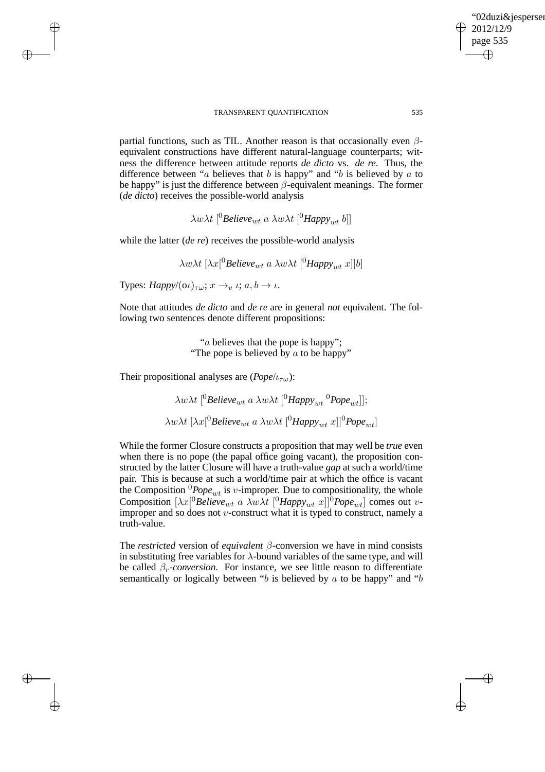partial functions, such as TIL. Another reason is that occasionally even $\beta$-equivalent constructions have different natural-language counterparts; witness the difference between attitude reports *de dicto* vs. *de re*. Thus, the difference between "$a$ believes that $b$ is happy" and "$b$ is believed by $a$ to be happy" is just the difference between $\beta$-equivalent meanings. The former (*de dicto*) receives the possible-world analysis

$$\lambda w \lambda t \; [^0\mathit{Believe}_{wt} \; a \; \lambda w \lambda t \; [^0\mathit{Happy}_{wt} \; b]]$$

while the latter (*de re*) receives the possible-world analysis

$$\lambda w \lambda t \; [\lambda x[^0\mathit{Believe}_{wt} \; a \; \lambda w \lambda t \; [^0\mathit{Happy}_{wt} \; x]]b]$$

Types: $\mathit{Happy}/(o\iota)_{\tau\omega}$; $x \rightarrow_v \iota$; $a, b \rightarrow \iota$.

Note that attitudes *de dicto* and *de re* are in general *not* equivalent. The following two sentences denote different propositions:

"$a$ believes that the pope is happy";
"The pope is believed by $a$ to be happy"

Their propositional analyses are ($\mathit{Pope}/\iota_{\tau\omega}$):

$$\lambda w \lambda t \; [^0\mathit{Believe}_{wt} \; a \; \lambda w \lambda t \; [^0\mathit{Happy}_{wt} \; {}^0\mathit{Pope}_{wt}]];$$

$$\lambda w \lambda t \; [\lambda x[^0\mathit{Believe}_{wt} \; a \; \lambda w \lambda t \; [^0\mathit{Happy}_{wt} \; x]]^0\mathit{Pope}_{wt}]$$

While the former Closure constructs a proposition that may well be *true* even when there is no pope (the papal office going vacant), the proposition constructed by the latter Closure will have a truth-value *gap* at such a world/time pair. This is because at such a world/time pair at which the office is vacant the Composition ${}^0\mathit{Pope}_{wt}$ is $v$-improper. Due to compositionality, the whole Composition $[\lambda x[^0\mathit{Believe}_{wt} \; a \; \lambda w \lambda t \; [^0\mathit{Happy}_{wt} \; x]]^0\mathit{Pope}_{wt}]$ comes out $v$-improper and so does not $v$-construct what it is typed to construct, namely a truth-value.

The *restricted* version of *equivalent* $\beta$-conversion we have in mind consists in substituting free variables for $\lambda$-bound variables of the same type, and will be called *$\beta_r$-conversion*. For instance, we see little reason to differentiate semantically or logically between "$b$ is believed by $a$ to be happy" and "$b$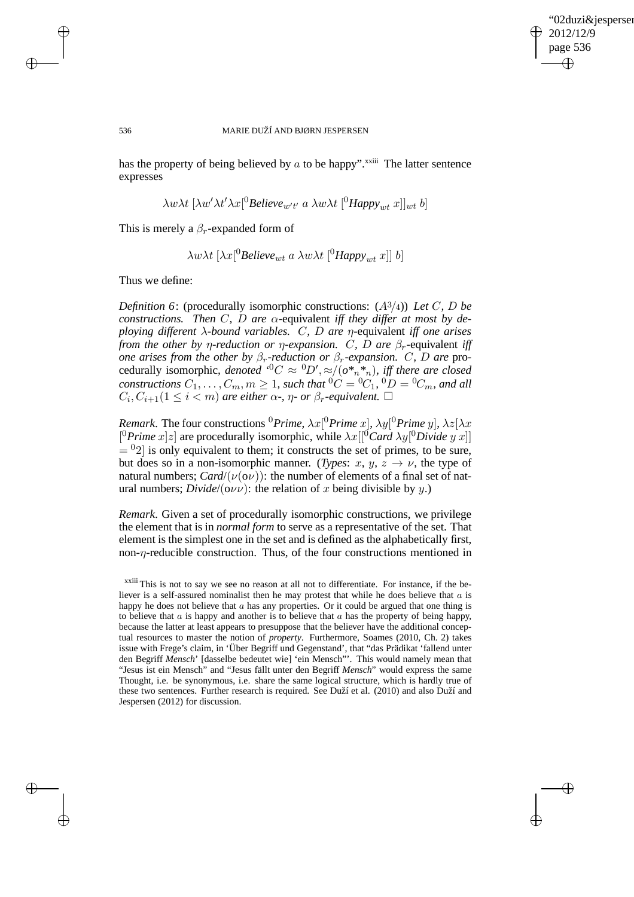has the property of being believed by $a$ to be happy".[xxiii] The latter sentence expresses

$$\lambda w \lambda t\ [\lambda w' \lambda t' \lambda x [{}^0\textit{Believe}_{w't'}\ a\ \lambda w \lambda t\ [{}^0\textit{Happy}_{wt}\ x]]_{wt}\ b]$$

This is merely a $\beta_r$-expanded form of

$$\lambda w \lambda t\ [\lambda x [{}^0\textit{Believe}_{wt}\ a\ \lambda w \lambda t\ [{}^0\textit{Happy}_{wt}\ x]]\ b]$$

Thus we define:

*Definition 6*: (procedurally isomorphic constructions: ($A^3/_4$)) *Let $C$, $D$ be constructions. Then $C$, $D$ are* $\alpha$-equivalent *iff they differ at most by deploying different $\lambda$-bound variables. $C$, $D$ are* $\eta$-equivalent *iff one arises from the other by $\eta$-reduction or $\eta$-expansion. $C$, $D$ are* $\beta_r$-equivalent *iff one arises from the other by $\beta_r$-reduction or $\beta_r$-expansion. $C$, $D$ are* procedurally isomorphic, *denoted '${}^0C \approx {}^0D$', $\approx/(o{*_n}{*_n})$, iff there are closed constructions $C_1, \ldots, C_m, m \geq 1$, such that ${}^0C = {}^0C_1$, ${}^0D = {}^0C_m$, and all $C_i, C_{i+1} (1 \leq i < m)$ are either $\alpha$-, $\eta$- or $\beta_r$-equivalent.* $\square$

*Remark*. The four constructions ${}^0\textit{Prime}$, $\lambda x[{}^0\textit{Prime}\ x]$, $\lambda y[{}^0\textit{Prime}\ y]$, $\lambda z[\lambda x [{}^0\textit{Prime}\ x]z]$ are procedurally isomorphic, while $\lambda x[[{}^0\textit{Card}\ \lambda y[{}^0\textit{Divide}\ y\ x]] = {}^0 2]$ is only equivalent to them; it constructs the set of primes, to be sure, but does so in a non-isomorphic manner. (*Types*: $x$, $y$, $z \rightarrow \nu$, the type of natural numbers; *Card*/$(\nu(o\nu))$: the number of elements of a final set of natural numbers; *Divide*/$(o\nu\nu)$: the relation of $x$ being divisible by $y$.)

*Remark*. Given a set of procedurally isomorphic constructions, we privilege the element that is in *normal form* to serve as a representative of the set. That element is the simplest one in the set and is defined as the alphabetically first, non-$\eta$-reducible construction. Thus, of the four constructions mentioned in

[xxiii] This is not to say we see no reason at all not to differentiate. For instance, if the believer is a self-assured nominalist then he may protest that while he does believe that $a$ is happy he does not believe that $a$ has any properties. Or it could be argued that one thing is to believe that $a$ is happy and another is to believe that $a$ has the property of being happy, because the latter at least appears to presuppose that the believer have the additional conceptual resources to master the notion of *property*. Furthermore, Soames (2010, Ch. 2) takes issue with Frege's claim, in 'Über Begriff und Gegenstand', that "das Prädikat 'fallend unter den Begriff *Mensch*' [dasselbe bedeutet wie] 'ein Mensch"'. This would namely mean that "Jesus ist ein Mensch" and "Jesus fällt unter den Begriff *Mensch*" would express the same Thought, i.e. be synonymous, i.e. share the same logical structure, which is hardly true of these two sentences. Further research is required. See Duží et al. (2010) and also Duží and Jespersen (2012) for discussion.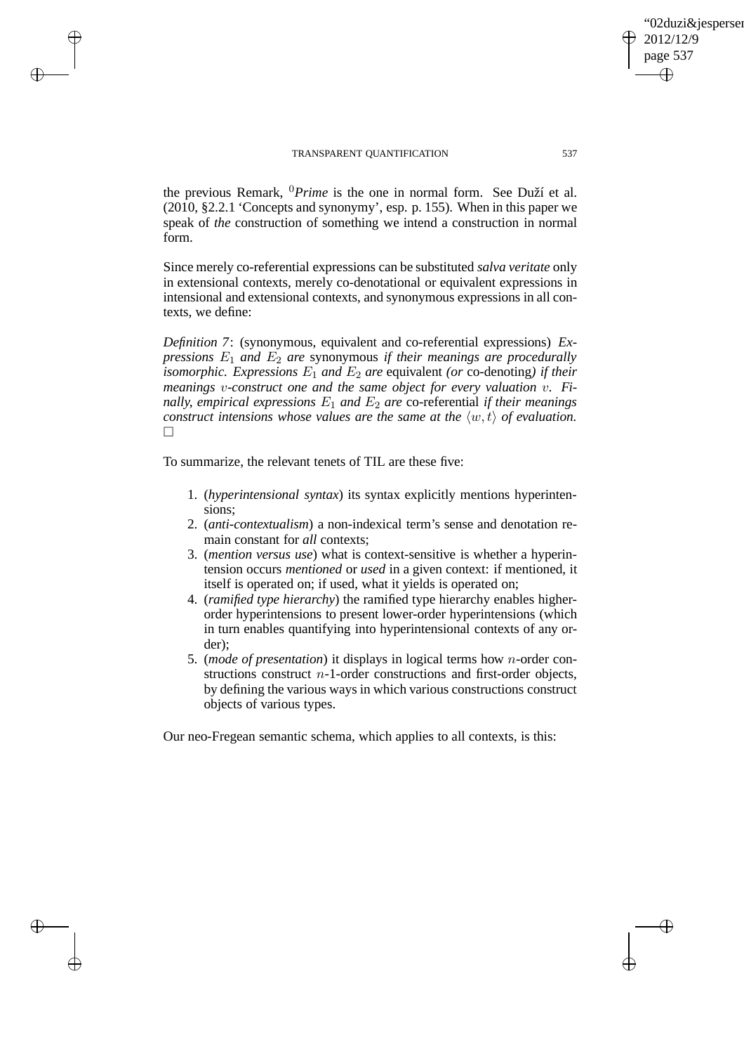the previous Remark, ${}^{0}$*Prime* is the one in normal form. See Duží et al. (2010, §2.2.1 'Concepts and synonymy', esp. p. 155). When in this paper we speak of *the* construction of something we intend a construction in normal form.

Since merely co-referential expressions can be substituted *salva veritate* only in extensional contexts, merely co-denotational or equivalent expressions in intensional and extensional contexts, and synonymous expressions in all contexts, we define:

*Definition 7*: (synonymous, equivalent and co-referential expressions) *Expressions $E_1$ and $E_2$ are* synonymous *if their meanings are procedurally isomorphic. Expressions $E_1$ and $E_2$ are* equivalent *(or* co-denoting*) if their meanings $v$-construct one and the same object for every valuation $v$. Finally, empirical expressions $E_1$ and $E_2$ are* co-referential *if their meanings construct intensions whose values are the same at the $\langle w, t\rangle$ of evaluation.* □

To summarize, the relevant tenets of TIL are these five:

1. (*hyperintensional syntax*) its syntax explicitly mentions hyperintensions;
2. (*anti-contextualism*) a non-indexical term's sense and denotation remain constant for *all* contexts;
3. (*mention versus use*) what is context-sensitive is whether a hyperintension occurs *mentioned* or *used* in a given context: if mentioned, it itself is operated on; if used, what it yields is operated on;
4. (*ramified type hierarchy*) the ramified type hierarchy enables higher-order hyperintensions to present lower-order hyperintensions (which in turn enables quantifying into hyperintensional contexts of any order);
5. (*mode of presentation*) it displays in logical terms how $n$-order constructions construct $n$-1-order constructions and first-order objects, by defining the various ways in which various constructions construct objects of various types.

Our neo-Fregean semantic schema, which applies to all contexts, is this: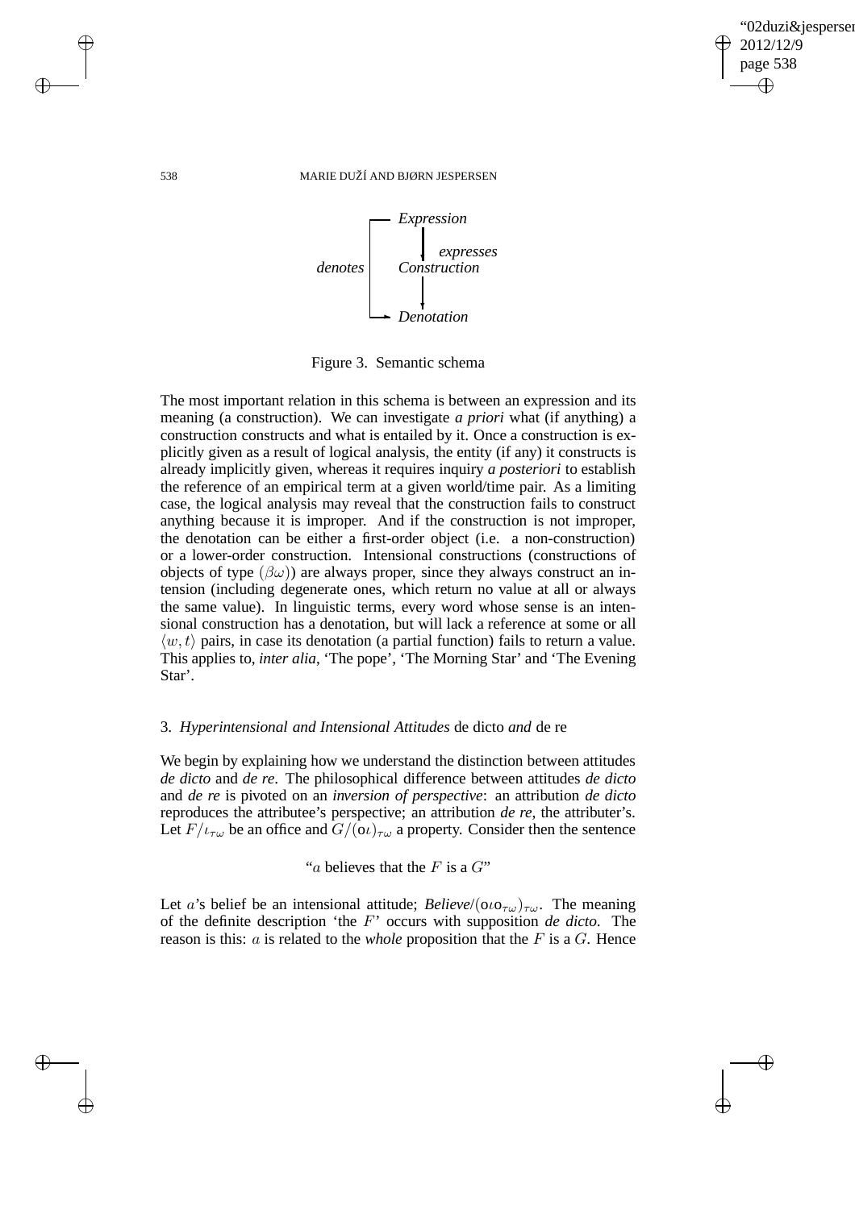Expression → (expresses) → Construction → Denotation; *denotes*: Expression → Denotation

Figure 3. Semantic schema

The most important relation in this schema is between an expression and its meaning (a construction). We can investigate *a priori* what (if anything) a construction constructs and what is entailed by it. Once a construction is explicitly given as a result of logical analysis, the entity (if any) it constructs is already implicitly given, whereas it requires inquiry *a posteriori* to establish the reference of an empirical term at a given world/time pair. As a limiting case, the logical analysis may reveal that the construction fails to construct anything because it is improper. And if the construction is not improper, the denotation can be either a first-order object (i.e. a non-construction) or a lower-order construction. Intensional constructions (constructions of objects of type $(\beta\omega)$) are always proper, since they always construct an intension (including degenerate ones, which return no value at all or always the same value). In linguistic terms, every word whose sense is an intensional construction has a denotation, but will lack a reference at some or all $\langle w, t \rangle$ pairs, in case its denotation (a partial function) fails to return a value. This applies to, *inter alia*, 'The pope', 'The Morning Star' and 'The Evening Star'.

### 3. *Hyperintensional and Intensional Attitudes* de dicto *and* de re

We begin by explaining how we understand the distinction between attitudes *de dicto* and *de re*. The philosophical difference between attitudes *de dicto* and *de re* is pivoted on an *inversion of perspective*: an attribution *de dicto* reproduces the attributee's perspective; an attribution *de re*, the attributer's. Let $F/\iota_{\tau\omega}$ be an office and $G/(o\iota)_{\tau\omega}$ a property. Consider then the sentence

"$a$ believes that the $F$ is a $G$"

Let $a$'s belief be an intensional attitude; *Believe*$/(o\iota o_{\tau\omega})_{\tau\omega}$. The meaning of the definite description 'the $F$' occurs with supposition *de dicto*. The reason is this: $a$ is related to the *whole* proposition that the $F$ is a $G$. Hence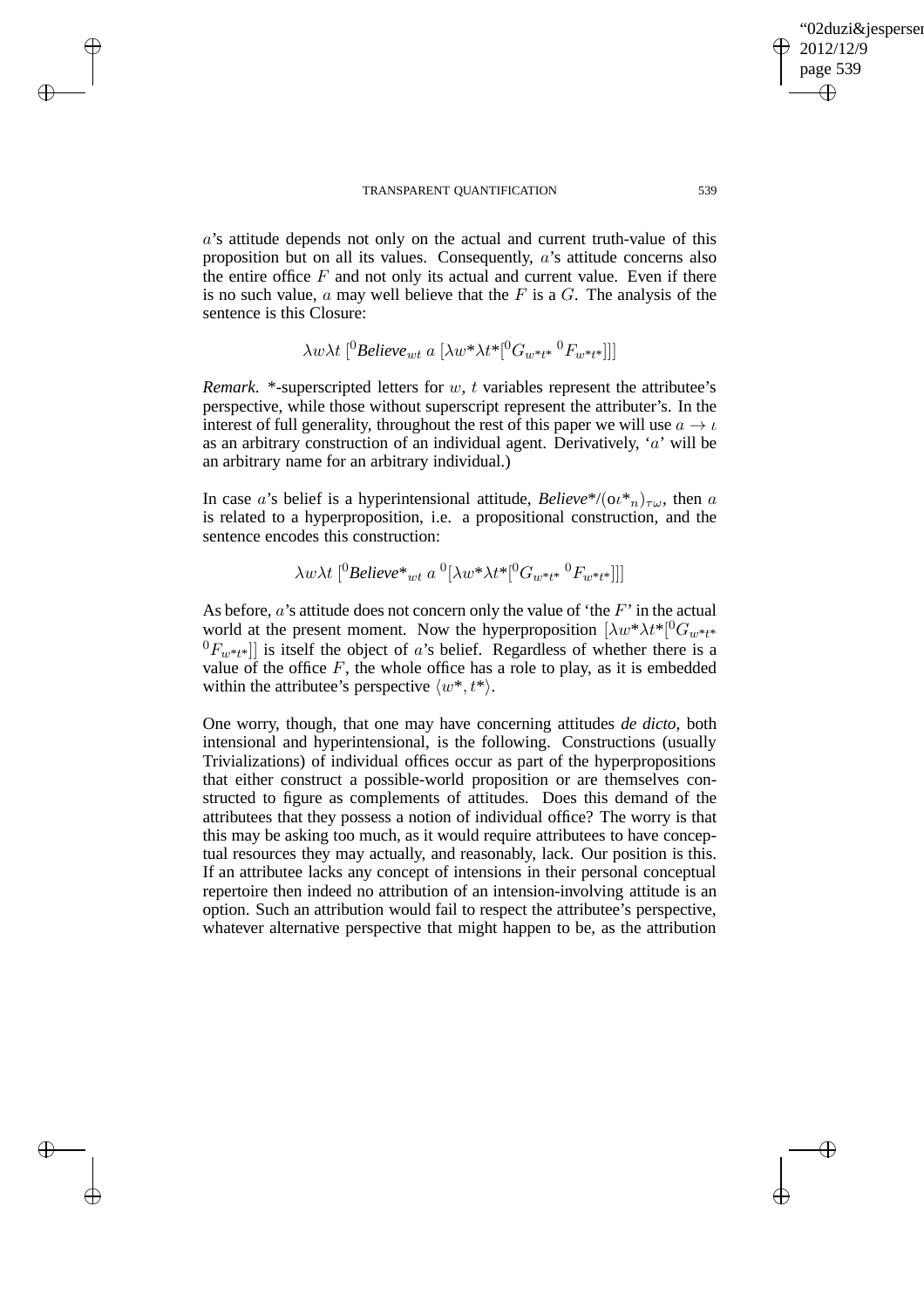$a$'s attitude depends not only on the actual and current truth-value of this proposition but on all its values. Consequently, $a$'s attitude concerns also the entire office $F$ and not only its actual and current value. Even if there is no such value, $a$ may well believe that the $F$ is a $G$. The analysis of the sentence is this Closure:

$$\lambda w \lambda t\ [{}^0\textit{Believe}_{wt}\ a\ [\lambda w^* \lambda t^* [{}^0G_{w^*t^*}\ {}^0F_{w^*t^*}]]]$$

*Remark*. *-superscripted letters for $w$, $t$ variables represent the attributee's perspective, while those without superscript represent the attributer's. In the interest of full generality, throughout the rest of this paper we will use $a \rightarrow \iota$ as an arbitrary construction of an individual agent. Derivatively, '$a$' will be an arbitrary name for an arbitrary individual.)

In case $a$'s belief is a hyperintensional attitude, $\textit{Believe}^*/(o\iota^*_n)_{\tau\omega}$, then $a$ is related to a hyperproposition, i.e. a propositional construction, and the sentence encodes this construction:

$$\lambda w \lambda t\ [{}^0\textit{Believe}^*_{wt}\ a\ {}^0[\lambda w^* \lambda t^* [{}^0G_{w^*t^*}\ {}^0F_{w^*t^*}]]]$$

As before, $a$'s attitude does not concern only the value of 'the $F$' in the actual world at the present moment. Now the hyperproposition $[\lambda w^* \lambda t^* [{}^0G_{w^*t^*}\ {}^0F_{w^*t^*}]]$ is itself the object of $a$'s belief. Regardless of whether there is a value of the office $F$, the whole office has a role to play, as it is embedded within the attributee's perspective $\langle w^*, t^* \rangle$.

One worry, though, that one may have concerning attitudes *de dicto*, both intensional and hyperintensional, is the following. Constructions (usually Trivializations) of individual offices occur as part of the hyperpropositions that either construct a possible-world proposition or are themselves constructed to figure as complements of attitudes. Does this demand of the attributees that they possess a notion of individual office? The worry is that this may be asking too much, as it would require attributees to have conceptual resources they may actually, and reasonably, lack. Our position is this. If an attributee lacks any concept of intensions in their personal conceptual repertoire then indeed no attribution of an intension-involving attitude is an option. Such an attribution would fail to respect the attributee's perspective, whatever alternative perspective that might happen to be, as the attribution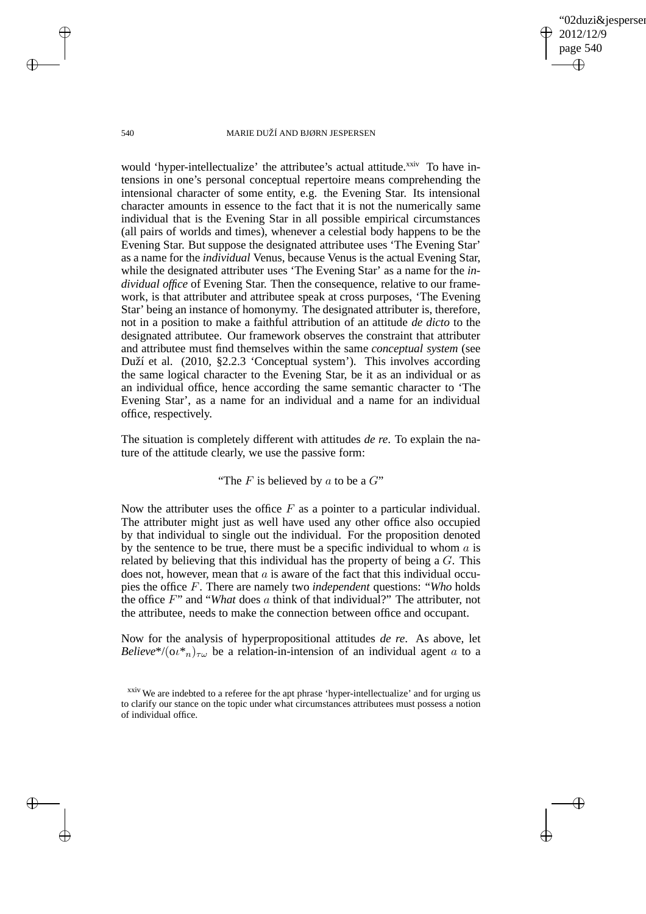would 'hyper-intellectualize' the attributee's actual attitude.[xxiv] To have intensions in one's personal conceptual repertoire means comprehending the intensional character of some entity, e.g. the Evening Star. Its intensional character amounts in essence to the fact that it is not the numerically same individual that is the Evening Star in all possible empirical circumstances (all pairs of worlds and times), whenever a celestial body happens to be the Evening Star. But suppose the designated attributee uses 'The Evening Star' as a name for the *individual* Venus, because Venus is the actual Evening Star, while the designated attributer uses 'The Evening Star' as a name for the *individual office* of Evening Star. Then the consequence, relative to our framework, is that attributer and attributee speak at cross purposes, 'The Evening Star' being an instance of homonymy. The designated attributer is, therefore, not in a position to make a faithful attribution of an attitude *de dicto* to the designated attributee. Our framework observes the constraint that attributer and attributee must find themselves within the same *conceptual system* (see Duží et al. (2010, §2.2.3 'Conceptual system'). This involves according the same logical character to the Evening Star, be it as an individual or as an individual office, hence according the same semantic character to 'The Evening Star', as a name for an individual and a name for an individual office, respectively.

The situation is completely different with attitudes *de re*. To explain the nature of the attitude clearly, we use the passive form:

"The $F$ is believed by $a$ to be a $G$"

Now the attributer uses the office $F$ as a pointer to a particular individual. The attributer might just as well have used any other office also occupied by that individual to single out the individual. For the proposition denoted by the sentence to be true, there must be a specific individual to whom $a$ is related by believing that this individual has the property of being a $G$. This does not, however, mean that $a$ is aware of the fact that this individual occupies the office $F$. There are namely two *independent* questions: "*Who* holds the office $F$" and "*What* does $a$ think of that individual?" The attributer, not the attributee, needs to make the connection between office and occupant.

Now for the analysis of hyperpropositional attitudes *de re*. As above, let *Believe*\*/$(o\iota *_n)_{\tau\omega}$ be a relation-in-intension of an individual agent $a$ to a

[xxiv] We are indebted to a referee for the apt phrase 'hyper-intellectualize' and for urging us to clarify our stance on the topic under what circumstances attributees must possess a notion of individual office.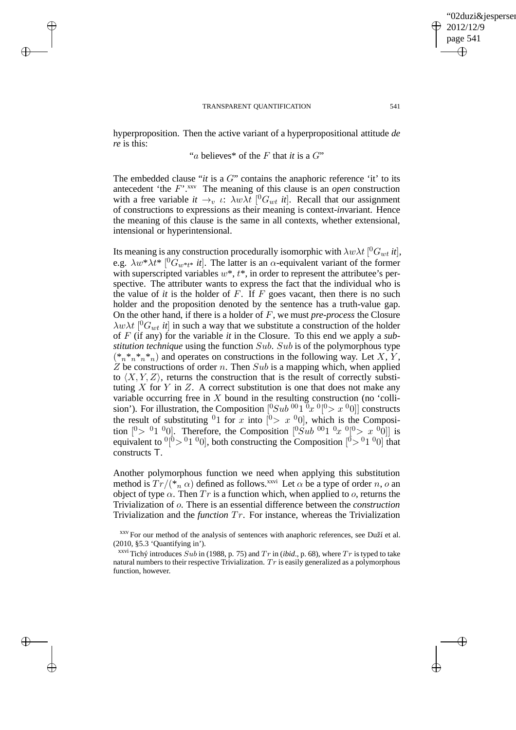hyperproposition. Then the active variant of a hyperpropositional attitude *de re* is this:

"$a$ believes* of the $F$ that *it* is a $G$"

The embedded clause "*it* is a $G$" contains the anaphoric reference 'it' to its antecedent 'the $F$'.[xxv] The meaning of this clause is an *open* construction with a free variable $it \rightarrow_v \iota$: $\lambda w \lambda t\ [{}^0G_{wt}\ it]$. Recall that our assignment of constructions to expressions as their meaning is context-*in*variant. Hence the meaning of this clause is the same in all contexts, whether extensional, intensional or hyperintensional.

Its meaning is any construction procedurally isomorphic with $\lambda w \lambda t\ [{}^0G_{wt}\ it]$, e.g. $\lambda w^* \lambda t^*\ [{}^0G_{w^*t^*}\ it]$. The latter is an $\alpha$-equivalent variant of the former with superscripted variables $w^*$, $t^*$, in order to represent the attributee's perspective. The attributer wants to express the fact that the individual who is the value of *it* is the holder of $F$. If $F$ goes vacant, then there is no such holder and the proposition denoted by the sentence has a truth-value gap. On the other hand, if there is a holder of $F$, we must *pre-process* the Closure $\lambda w \lambda t\ [{}^0G_{wt}\ it]$ in such a way that we substitute a construction of the holder of $F$ (if any) for the variable *it* in the Closure. To this end we apply a *substitution technique* using the function $Sub$. $Sub$ is of the polymorphous type $({*_n}{*_n}{*_n}{*_n})$ and operates on constructions in the following way. Let $X$, $Y$, $Z$ be constructions of order $n$. Then $Sub$ is a mapping which, when applied to $\langle X, Y, Z\rangle$, returns the construction that is the result of correctly substituting $X$ for $Y$ in $Z$. A correct substitution is one that does not make any variable occurring free in $X$ bound in the resulting construction (no 'collision'). For illustration, the Composition $[{}^0Sub\ {}^{00}1\ {}^0x\ {}^0[{}^0{>}\ x\ {}^00]]$ constructs the result of substituting ${}^01$ for $x$ into $[{}^0{>}\ x\ {}^00]$, which is the Composition $[{}^0{>}\ {}^01\ {}^00]$. Therefore, the Composition $[{}^0Sub\ {}^{00}1\ {}^0x\ {}^0[{}^0{>}\ x\ {}^00]]$ is equivalent to ${}^0[{}^0{>}\ {}^01\ {}^00]$, both constructing the Composition $[{}^0{>}\ {}^01\ {}^00]$ that constructs $\mathsf{T}$.

Another polymorphous function we need when applying this substitution method is $Tr/({*_n}\ \alpha)$ defined as follows.[xxvi] Let $\alpha$ be a type of order $n$, $o$ an object of type $\alpha$. Then $Tr$ is a function which, when applied to $o$, returns the Trivialization of $o$. There is an essential difference between the *construction* Trivialization and the *function* $Tr$. For instance, whereas the Trivialization

[xxv] For our method of the analysis of sentences with anaphoric references, see Duží et al. (2010, §5.3 'Quantifying in').

[xxvi] Tichý introduces $Sub$ in (1988, p. 75) and $Tr$ in (*ibid*., p. 68), where $Tr$ is typed to take natural numbers to their respective Trivialization. $Tr$ is easily generalized as a polymorphous function, however.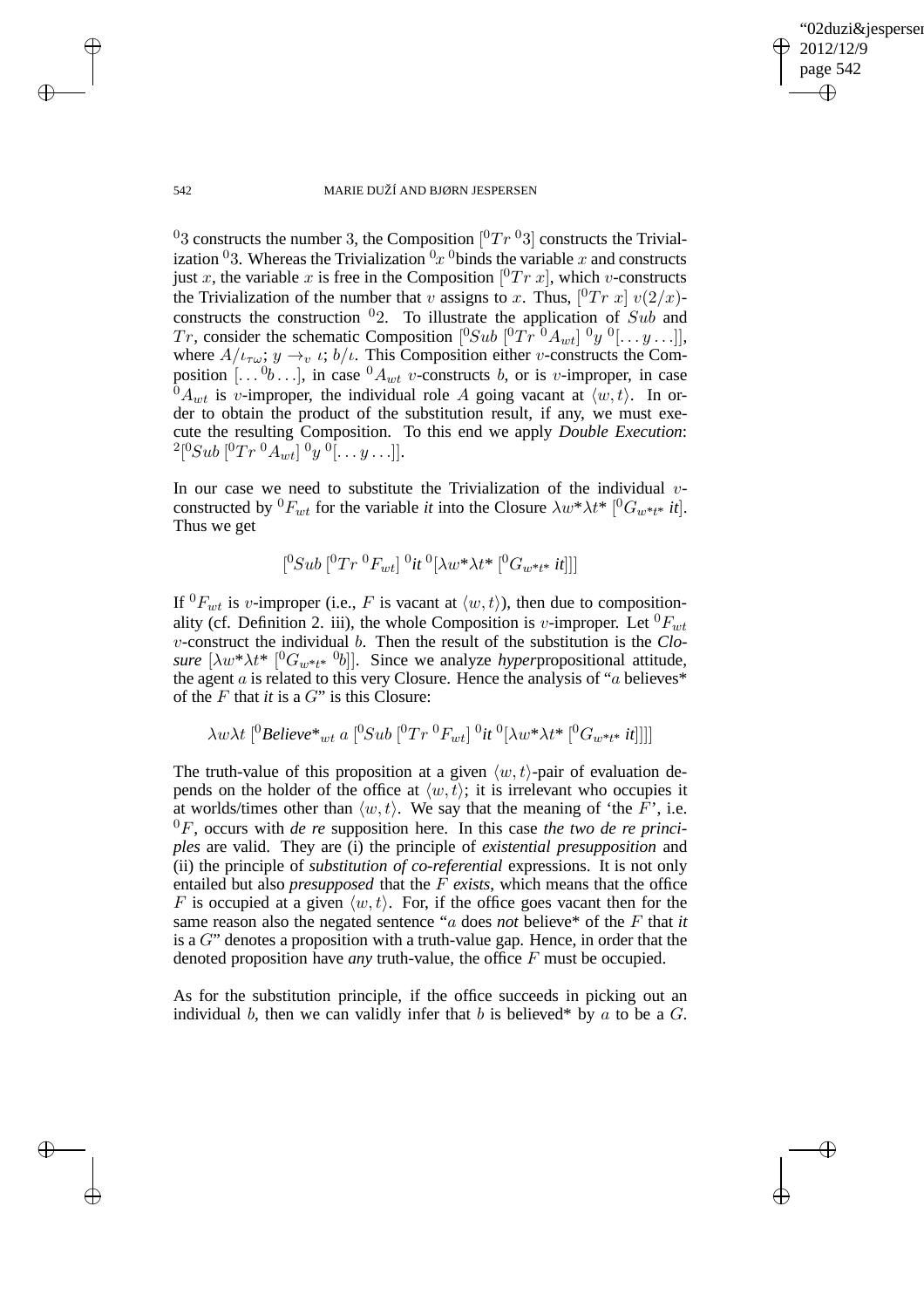$^0 3$ constructs the number 3, the Composition $[^0Tr\ ^0 3]$ constructs the Trivialization $^0 3$. Whereas the Trivialization $^0 x$ $^0$binds the variable $x$ and constructs just $x$, the variable $x$ is free in the Composition $[^0Tr\ x]$, which $v$-constructs the Trivialization of the number that $v$ assigns to $x$. Thus, $[^0Tr\ x]$ $v(2/x)$-constructs the construction $^0 2$. To illustrate the application of $Sub$ and $Tr$, consider the schematic Composition $[^0Sub\ [^0Tr\ ^0A_{wt}]\ ^0y\ ^0[\ldots y \ldots]]$, where $A/\iota_{\tau\omega}$; $y \rightarrow_v \iota$; $b/\iota$. This Composition either $v$-constructs the Composition $[\ldots {}^0b \ldots]$, in case $^0A_{wt}$ $v$-constructs $b$, or is $v$-improper, in case $^0A_{wt}$ is $v$-improper, the individual role $A$ going vacant at $\langle w, t\rangle$. In order to obtain the product of the substitution result, if any, we must execute the resulting Composition. To this end we apply *Double Execution*: $^2[^0Sub\ [^0Tr\ ^0A_{wt}]\ ^0y\ ^0[\ldots y \ldots]]$.

In our case we need to substitute the Trivialization of the individual $v$-constructed by $^0F_{wt}$ for the variable *it* into the Closure $\lambda w^* \lambda t^*\ [^0G_{w^*t^*}\ it]$. Thus we get

$$[^0Sub\ [^0Tr\ ^0F_{wt}]\ ^0it\ ^0[\lambda w^* \lambda t^*\ [^0G_{w^*t^*}\ it]]]$$

If $^0F_{wt}$ is $v$-improper (i.e., $F$ is vacant at $\langle w, t\rangle$), then due to compositionality (cf. Definition 2. iii), the whole Composition is $v$-improper. Let $^0F_{wt}$ $v$-construct the individual $b$. Then the result of the substitution is the *Closure* $[\lambda w^* \lambda t^*\ [^0G_{w^*t^*}\ ^0b]]$. Since we analyze *hyper*propositional attitude, the agent $a$ is related to this very Closure. Hence the analysis of "$a$ believes* of the $F$ that *it* is a $G$" is this Closure:

$$\lambda w \lambda t\ [^0Believe^*_{wt}\ a\ [^0Sub\ [^0Tr\ ^0F_{wt}]\ ^0it\ ^0[\lambda w^* \lambda t^*\ [^0G_{w^*t^*}\ it]]]]$$

The truth-value of this proposition at a given $\langle w, t\rangle$-pair of evaluation depends on the holder of the office at $\langle w, t\rangle$; it is irrelevant who occupies it at worlds/times other than $\langle w, t\rangle$. We say that the meaning of 'the $F$', i.e. $^0F$, occurs with *de re* supposition here. In this case *the two de re principles* are valid. They are (i) the principle of *existential presupposition* and (ii) the principle of *substitution of co-referential* expressions. It is not only entailed but also *presupposed* that the $F$ *exists*, which means that the office $F$ is occupied at a given $\langle w, t\rangle$. For, if the office goes vacant then for the same reason also the negated sentence "$a$ does *not* believe* of the $F$ that *it* is a $G$" denotes a proposition with a truth-value gap. Hence, in order that the denoted proposition have *any* truth-value, the office $F$ must be occupied.

As for the substitution principle, if the office succeeds in picking out an individual $b$, then we can validly infer that $b$ is believed* by $a$ to be a $G$.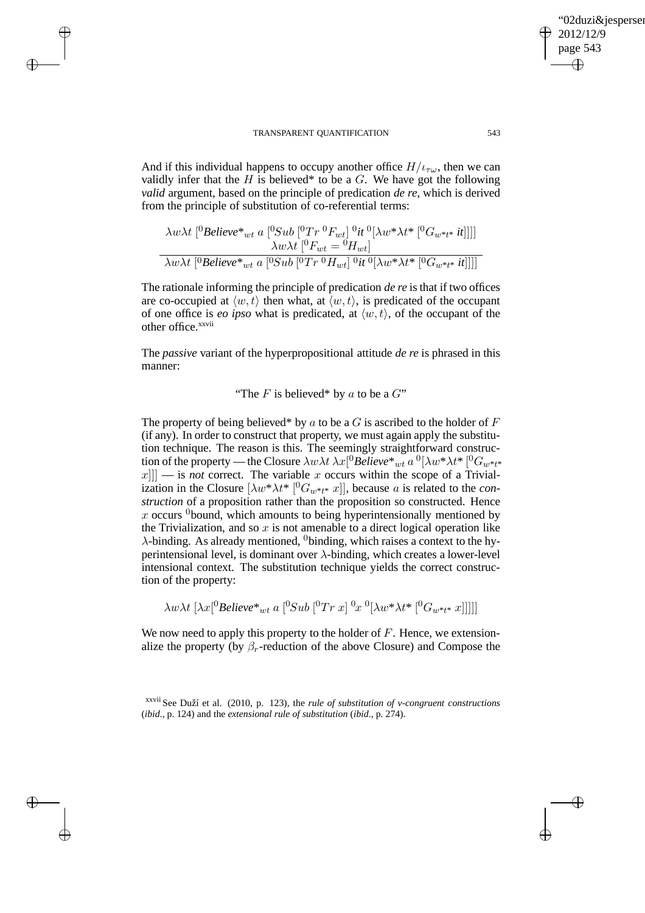And if this individual happens to occupy another office $H/\iota_{\tau\omega}$, then we can validly infer that the $H$ is believed* to be a $G$. We have got the following *valid* argument, based on the principle of predication *de re*, which is derived from the principle of substitution of co-referential terms:

$$\frac{\begin{array}{c}\lambda w \lambda t\ [{}^0\textit{Believe*}_{wt}\ a\ [{}^0Sub\ [{}^0Tr\ {}^0F_{wt}]\ {}^0\textit{it}\ {}^0[\lambda w^* \lambda t^*\ [{}^0G_{w^*t^*}\ \textit{it}]]]] \\ \lambda w \lambda t\ [{}^0F_{wt} = {}^0H_{wt}]\end{array}}{\lambda w \lambda t\ [{}^0\textit{Believe*}_{wt}\ a\ [{}^0Sub\ [{}^0Tr\ {}^0H_{wt}]\ {}^0\textit{it}\ {}^0[\lambda w^* \lambda t^*\ [{}^0G_{w^*t^*}\ \textit{it}]]]]}$$

The rationale informing the principle of predication *de re* is that if two offices are co-occupied at $\langle w, t\rangle$ then what, at $\langle w, t\rangle$, is predicated of the occupant of one office is *eo ipso* what is predicated, at $\langle w, t\rangle$, of the occupant of the other office.[xxvii]

The *passive* variant of the hyperpropositional attitude *de re* is phrased in this manner:

"The $F$ is believed* by $a$ to be a $G$"

The property of being believed* by $a$ to be a $G$ is ascribed to the holder of $F$ (if any). In order to construct that property, we must again apply the substitution technique. The reason is this. The seemingly straightforward construction of the property — the Closure $\lambda w \lambda t\ \lambda x[{}^0\textit{Believe*}_{wt}\ a\ {}^0[\lambda w^* \lambda t^*\ [{}^0G_{w^*t^*}\ x]]]$ — is *not* correct. The variable $x$ occurs within the scope of a Trivialization in the Closure $[\lambda w^* \lambda t^*\ [{}^0G_{w^*t^*}\ x]]$, because $a$ is related to the *construction* of a proposition rather than the proposition so constructed. Hence $x$ occurs ${}^0$bound, which amounts to being hyperintensionally mentioned by the Trivialization, and so $x$ is not amenable to a direct logical operation like $\lambda$-binding. As already mentioned, ${}^0$binding, which raises a context to the hyperintensional level, is dominant over $\lambda$-binding, which creates a lower-level intensional context. The substitution technique yields the correct construction of the property:

$$\lambda w \lambda t\ [\lambda x[{}^0\textit{Believe*}_{wt}\ a\ [{}^0Sub\ [{}^0Tr\ x]\ {}^0x\ {}^0[\lambda w^* \lambda t^*\ [{}^0G_{w^*t^*}\ x]]]]]$$

We now need to apply this property to the holder of $F$. Hence, we extensionalize the property (by $\beta_r$-reduction of the above Closure) and Compose the

[xxvii] See Duží et al. (2010, p. 123), the *rule of substitution of v-congruent constructions* (*ibid*., p. 124) and the *extensional rule of substitution* (*ibid*., p. 274).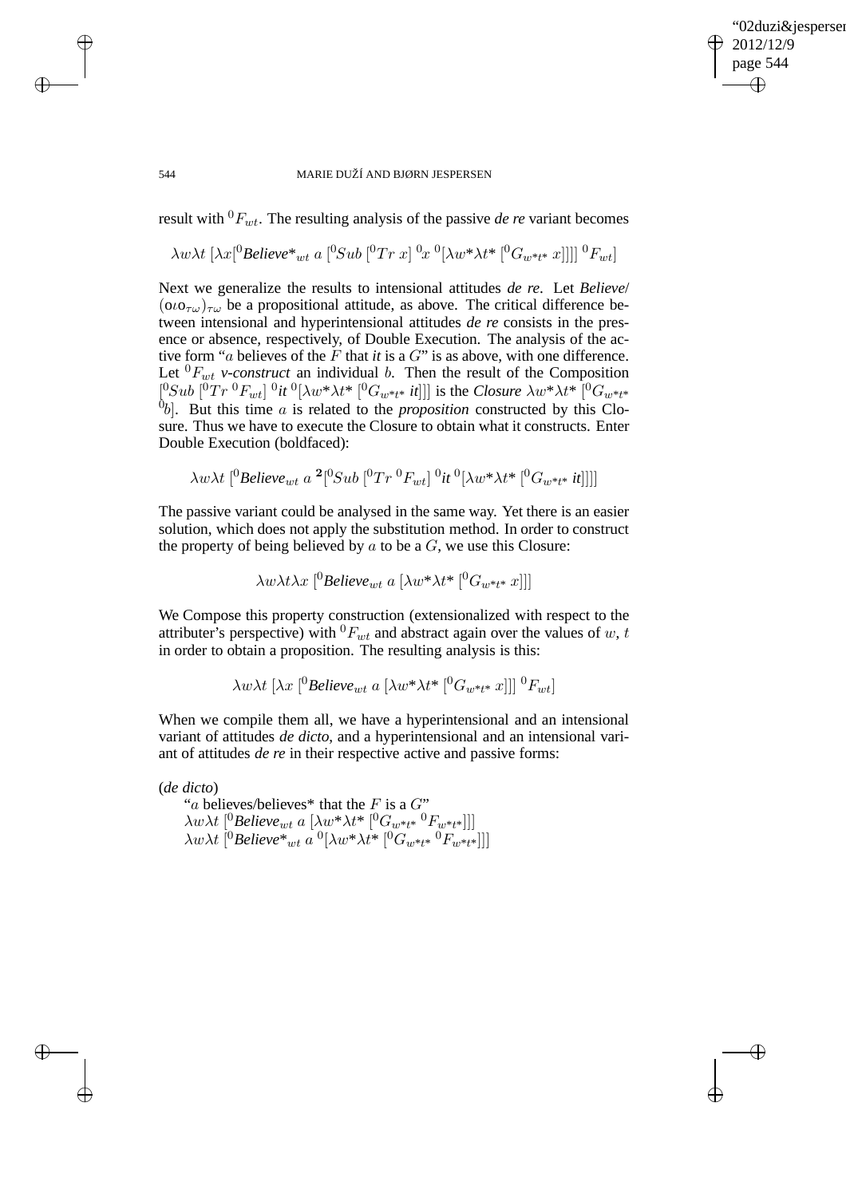result with ${}^{0}F_{wt}$. The resulting analysis of the passive *de re* variant becomes

$$\lambda w\lambda t\ [\lambda x[{}^{0}\textit{Believe*}_{wt}\ a\ [{}^{0}Sub\ [{}^{0}Tr\ x]\ {}^{0}x\ {}^{0}[\lambda w^{*}\lambda t^{*}\ [{}^{0}G_{w^{*}t^{*}}\ x]]]]\ {}^{0}F_{wt}]$$

Next we generalize the results to intensional attitudes *de re*. Let *Believe*/$(o\iota o_{\tau\omega})_{\tau\omega}$ be a propositional attitude, as above. The critical difference between intensional and hyperintensional attitudes *de re* consists in the presence or absence, respectively, of Double Execution. The analysis of the active form "$a$ believes of the $F$ that *it* is a $G$" is as above, with one difference. Let ${}^{0}F_{wt}$ *v-construct* an individual $b$. Then the result of the Composition $[{}^{0}Sub\ [{}^{0}Tr\ {}^{0}F_{wt}]\ {}^{0}\textit{it}\ {}^{0}[\lambda w^{*}\lambda t^{*}\ [{}^{0}G_{w^{*}t^{*}}\ \textit{it}]]]$ is the *Closure* $\lambda w^{*}\lambda t^{*}\ [{}^{0}G_{w^{*}t^{*}}\ {}^{0}b]$. But this time $a$ is related to the *proposition* constructed by this Closure. Thus we have to execute the Closure to obtain what it constructs. Enter Double Execution (boldfaced):

$$\lambda w\lambda t\ [{}^{0}\textit{Believe}_{wt}\ a\ {}^{\mathbf{2}}[{}^{0}Sub\ [{}^{0}Tr\ {}^{0}F_{wt}]\ {}^{0}\textit{it}\ {}^{0}[\lambda w^{*}\lambda t^{*}\ [{}^{0}G_{w^{*}t^{*}}\ \textit{it}]]]]$$

The passive variant could be analysed in the same way. Yet there is an easier solution, which does not apply the substitution method. In order to construct the property of being believed by $a$ to be a $G$, we use this Closure:

$$\lambda w\lambda t\lambda x\ [{}^{0}\textit{Believe}_{wt}\ a\ [\lambda w^{*}\lambda t^{*}\ [{}^{0}G_{w^{*}t^{*}}\ x]]]$$

We Compose this property construction (extensionalized with respect to the attributer's perspective) with ${}^{0}F_{wt}$ and abstract again over the values of $w$, $t$ in order to obtain a proposition. The resulting analysis is this:

$$\lambda w\lambda t\ [\lambda x\ [{}^{0}\textit{Believe}_{wt}\ a\ [\lambda w^{*}\lambda t^{*}\ [{}^{0}G_{w^{*}t^{*}}\ x]]]\ {}^{0}F_{wt}]$$

When we compile them all, we have a hyperintensional and an intensional variant of attitudes *de dicto*, and a hyperintensional and an intensional variant of attitudes *de re* in their respective active and passive forms:

(*de dicto*)

"$a$ believes/believes* that the $F$ is a $G$"
$\lambda w\lambda t\ [{}^{0}\textit{Believe}_{wt}\ a\ [\lambda w^{*}\lambda t^{*}\ [{}^{0}G_{w^{*}t^{*}}\ {}^{0}F_{w^{*}t^{*}}]]]$
$\lambda w\lambda t\ [{}^{0}\textit{Believe*}_{wt}\ a\ {}^{0}[\lambda w^{*}\lambda t^{*}\ [{}^{0}G_{w^{*}t^{*}}\ {}^{0}F_{w^{*}t^{*}}]]]$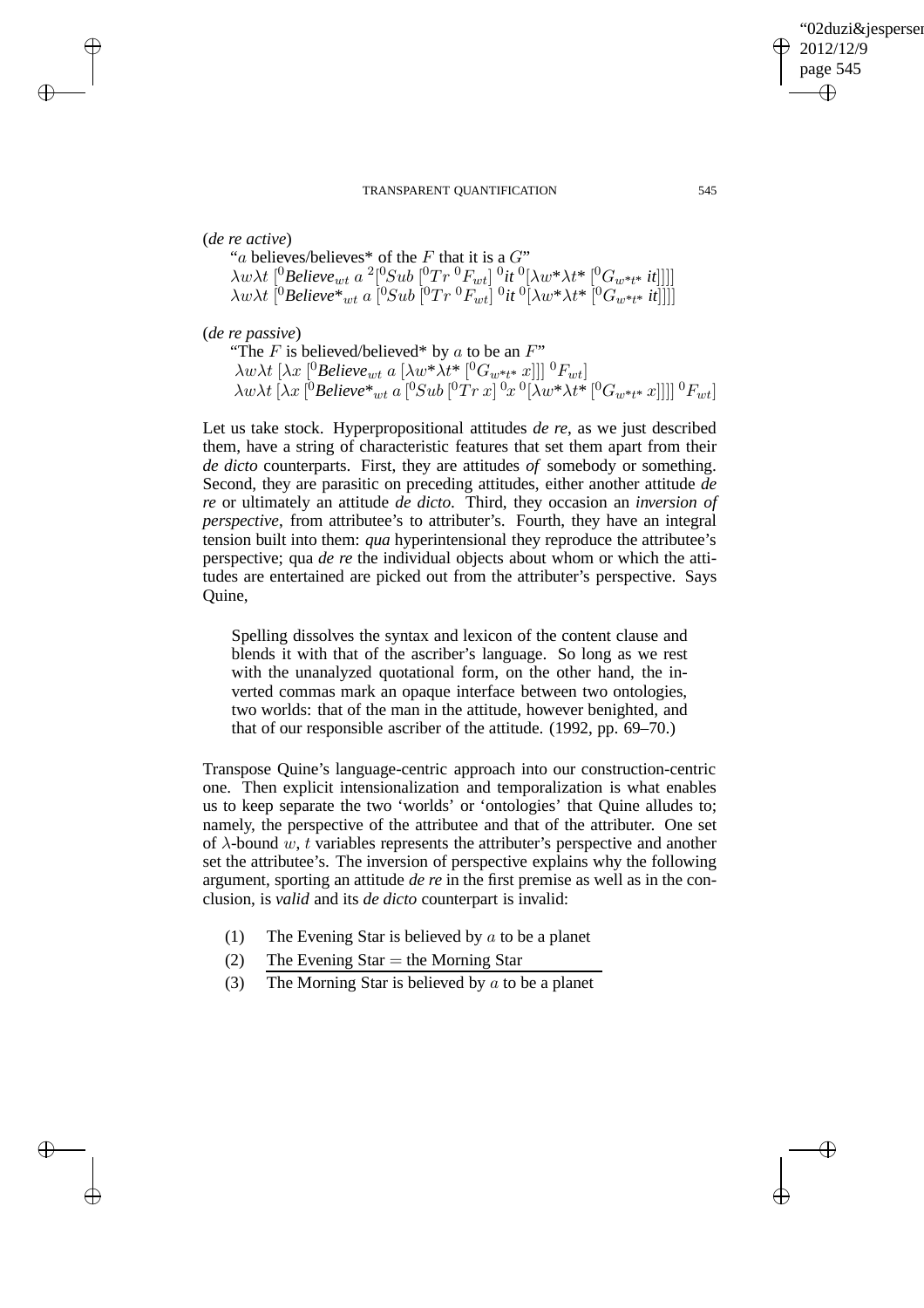(*de re active*)

"$a$ believes/believes* of the $F$ that it is a $G$"

$\lambda w \lambda t\ [{}^0\textit{Believe}_{wt}\ a\ {}^2[{}^0Sub\ [{}^0Tr\ {}^0F_{wt}]\ {}^0\textit{it}\ {}^0[\lambda w^* \lambda t^*\ [{}^0G_{w^*t^*}\ \textit{it}]]]]$

$\lambda w \lambda t\ [{}^0\textit{Believe*}_{wt}\ a\ [{}^0Sub\ [{}^0Tr\ {}^0F_{wt}]\ {}^0\textit{it}\ {}^0[\lambda w^* \lambda t^*\ [{}^0G_{w^*t^*}\ \textit{it}]]]]$

(*de re passive*)

"The $F$ is believed/believed* by $a$ to be an $F$"

$\lambda w \lambda t\ [\lambda x\ [{}^0\textit{Believe}_{wt}\ a\ [\lambda w^* \lambda t^*\ [{}^0G_{w^*t^*}\ x]]]\ {}^0F_{wt}]$

$\lambda w \lambda t\ [\lambda x\ [{}^0\textit{Believe*}_{wt}\ a\ [{}^0Sub\ [{}^0Tr\ x]\ {}^0x\ {}^0[\lambda w^* \lambda t^*\ [{}^0G_{w^*t^*}\ x]]]]\ {}^0F_{wt}]$

Let us take stock. Hyperpropositional attitudes *de re*, as we just described them, have a string of characteristic features that set them apart from their *de dicto* counterparts. First, they are attitudes *of* somebody or something. Second, they are parasitic on preceding attitudes, either another attitude *de re* or ultimately an attitude *de dicto*. Third, they occasion an *inversion of perspective*, from attributee's to attributer's. Fourth, they have an integral tension built into them: *qua* hyperintensional they reproduce the attributee's perspective; qua *de re* the individual objects about whom or which the attitudes are entertained are picked out from the attributer's perspective. Says Quine,

> Spelling dissolves the syntax and lexicon of the content clause and blends it with that of the ascriber's language. So long as we rest with the unanalyzed quotational form, on the other hand, the inverted commas mark an opaque interface between two ontologies, two worlds: that of the man in the attitude, however benighted, and that of our responsible ascriber of the attitude. (1992, pp. 69–70.)

Transpose Quine's language-centric approach into our construction-centric one. Then explicit intensionalization and temporalization is what enables us to keep separate the two 'worlds' or 'ontologies' that Quine alludes to; namely, the perspective of the attributee and that of the attributer. One set of $\lambda$-bound $w$, $t$ variables represents the attributer's perspective and another set the attributee's. The inversion of perspective explains why the following argument, sporting an attitude *de re* in the first premise as well as in the conclusion, is *valid* and its *de dicto* counterpart is invalid:

(1) The Evening Star is believed by $a$ to be a planet

(2) The Evening Star = the Morning Star

---

(3) The Morning Star is believed by $a$ to be a planet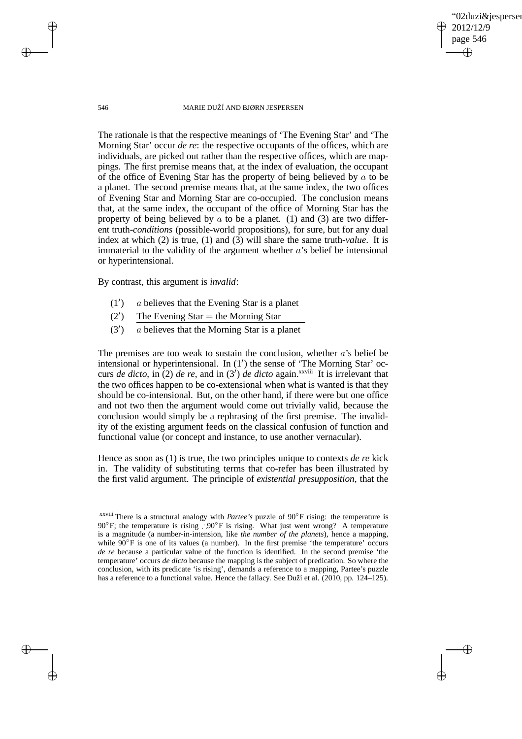The rationale is that the respective meanings of 'The Evening Star' and 'The Morning Star' occur *de re*: the respective occupants of the offices, which are individuals, are picked out rather than the respective offices, which are mappings. The first premise means that, at the index of evaluation, the occupant of the office of Evening Star has the property of being believed by $a$ to be a planet. The second premise means that, at the same index, the two offices of Evening Star and Morning Star are co-occupied. The conclusion means that, at the same index, the occupant of the office of Morning Star has the property of being believed by $a$ to be a planet. (1) and (3) are two different truth-*conditions* (possible-world propositions), for sure, but for any dual index at which (2) is true, (1) and (3) will share the same truth-*value*. It is immaterial to the validity of the argument whether $a$'s belief be intensional or hyperintensional.

By contrast, this argument is *invalid*:

- $(1')$ $a$ believes that the Evening Star is a planet
- $(2')$ The Evening Star = the Morning Star
- $(3')$ $a$ believes that the Morning Star is a planet

The premises are too weak to sustain the conclusion, whether $a$'s belief be intensional or hyperintensional. In $(1')$ the sense of 'The Morning Star' occurs *de dicto*, in (2) *de re*, and in $(3')$ *de dicto* again.[xxviii] It is irrelevant that the two offices happen to be co-extensional when what is wanted is that they should be co-intensional. But, on the other hand, if there were but one office and not two then the argument would come out trivially valid, because the conclusion would simply be a rephrasing of the first premise. The invalidity of the existing argument feeds on the classical confusion of function and functional value (or concept and instance, to use another vernacular).

Hence as soon as (1) is true, the two principles unique to contexts *de re* kick in. The validity of substituting terms that co-refer has been illustrated by the first valid argument. The principle of *existential presupposition*, that the

[xxviii] There is a structural analogy with *Partee's* puzzle of 90°F rising: the temperature is 90°F; the temperature is rising ∴90°F is rising. What just went wrong? A temperature is a magnitude (a number-in-intension, like *the number of the planets*), hence a mapping, while 90°F is one of its values (a number). In the first premise 'the temperature' occurs *de re* because a particular value of the function is identified. In the second premise 'the temperature' occurs *de dicto* because the mapping is the subject of predication. So where the conclusion, with its predicate 'is rising', demands a reference to a mapping, Partee's puzzle has a reference to a functional value. Hence the fallacy. See Duží et al. (2010, pp. 124–125).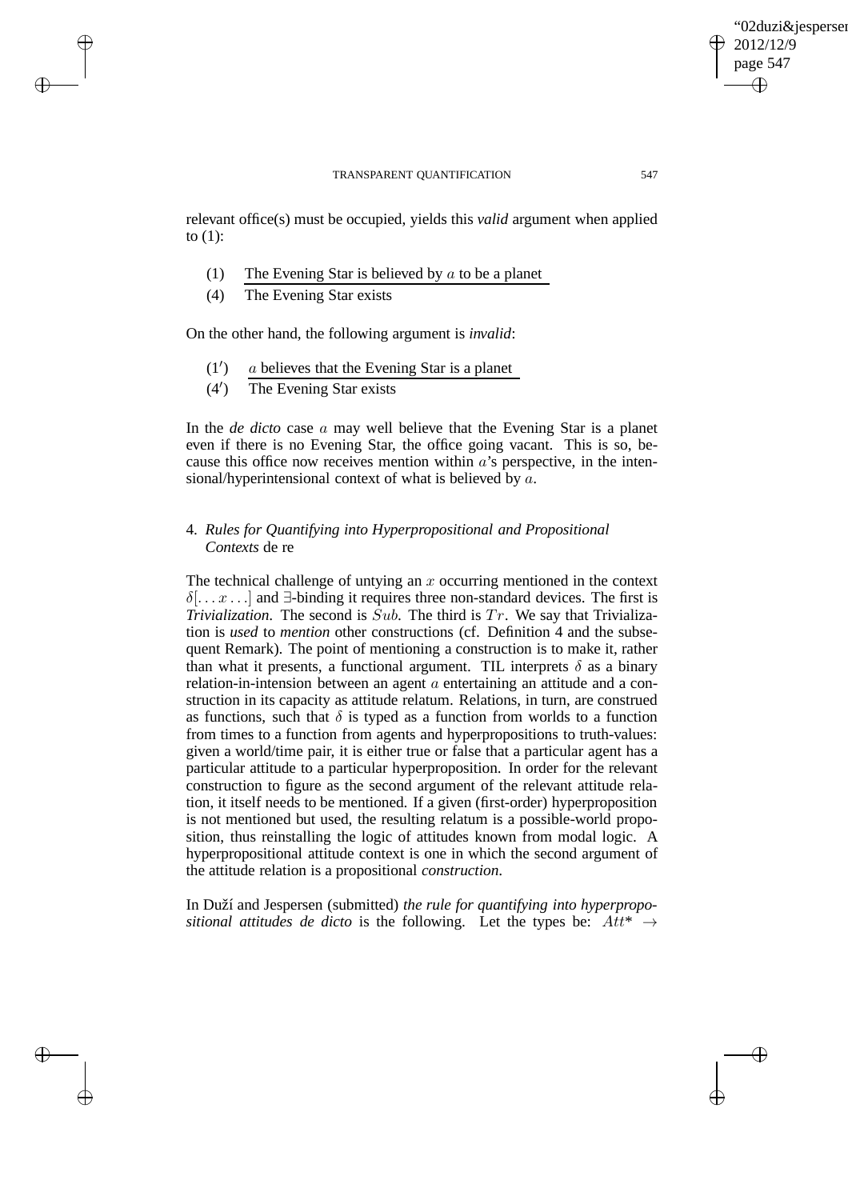relevant office(s) must be occupied, yields this *valid* argument when applied to (1):

(1) The Evening Star is believed by $a$ to be a planet

(4) The Evening Star exists

On the other hand, the following argument is *invalid*:

(1′) $a$ believes that the Evening Star is a planet

(4′) The Evening Star exists

In the *de dicto* case $a$ may well believe that the Evening Star is a planet even if there is no Evening Star, the office going vacant. This is so, because this office now receives mention within $a$'s perspective, in the intensional/hyperintensional context of what is believed by $a$.

## 4. *Rules for Quantifying into Hyperpropositional and Propositional Contexts* de re

The technical challenge of untying an $x$ occurring mentioned in the context $\delta[\ldots x \ldots]$ and $\exists$-binding it requires three non-standard devices. The first is *Trivialization*. The second is $Sub$. The third is $Tr$. We say that Trivialization is *used* to *mention* other constructions (cf. Definition 4 and the subsequent Remark). The point of mentioning a construction is to make it, rather than what it presents, a functional argument. TIL interprets $\delta$ as a binary relation-in-intension between an agent $a$ entertaining an attitude and a construction in its capacity as attitude relatum. Relations, in turn, are construed as functions, such that $\delta$ is typed as a function from worlds to a function from times to a function from agents and hyperpropositions to truth-values: given a world/time pair, it is either true or false that a particular agent has a particular attitude to a particular hyperproposition. In order for the relevant construction to figure as the second argument of the relevant attitude relation, it itself needs to be mentioned. If a given (first-order) hyperproposition is not mentioned but used, the resulting relatum is a possible-world proposition, thus reinstalling the logic of attitudes known from modal logic. A hyperpropositional attitude context is one in which the second argument of the attitude relation is a propositional *construction*.

In Duží and Jespersen (submitted) *the rule for quantifying into hyperpropositional attitudes de dicto* is the following. Let the types be: $Att^* \rightarrow$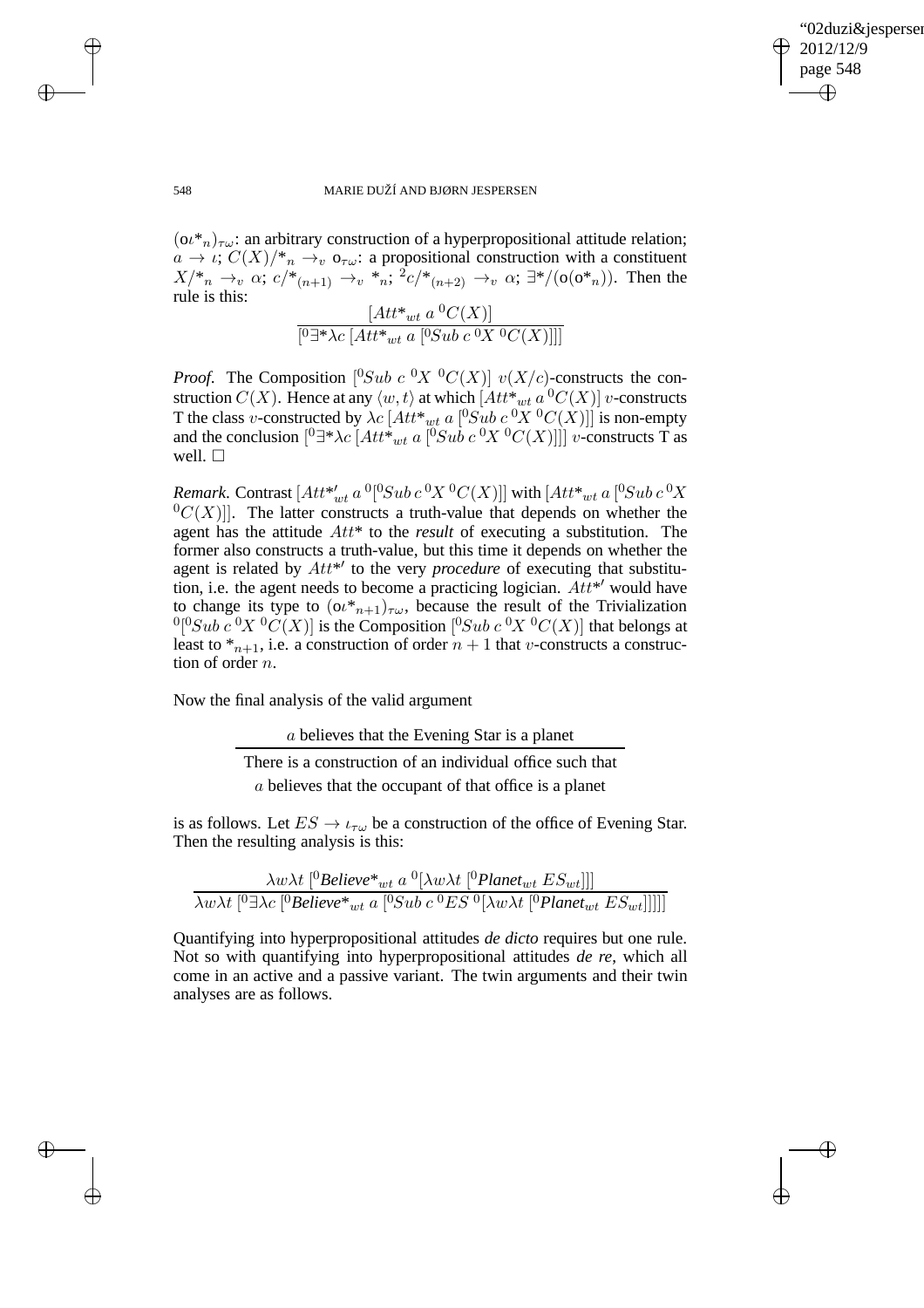$(o\iota *_n)_{\tau\omega}$: an arbitrary construction of a hyperpropositional attitude relation; $a \to \iota$; $C(X)/*_n \to_v o_{\tau\omega}$: a propositional construction with a constituent $X/*_n \to_v \alpha$; $c/*_{(n+1)} \to_v *_n$; ${}^2c/*_{(n+2)} \to_v \alpha$; $\exists */(o(o*_n))$. Then the rule is this:

$$\frac{[Att*_{wt}\ a\ {}^0C(X)]}{[{}^0\exists * \lambda c\ [Att*_{wt}\ a\ [{}^0Sub\ c\ {}^0X\ {}^0C(X)]]]}$$

*Proof.* The Composition $[{}^0Sub\ c\ {}^0X\ {}^0C(X)]$ $v(X/c)$-constructs the construction $C(X)$. Hence at any $\langle w, t\rangle$ at which $[Att*_{wt}\ a\ {}^0C(X)]$ $v$-constructs T the class $v$-constructed by $\lambda c\ [Att*_{wt}\ a\ [{}^0Sub\ c\ {}^0X\ {}^0C(X)]]$ is non-empty and the conclusion $[{}^0\exists * \lambda c\ [Att*_{wt}\ a\ [{}^0Sub\ c\ {}^0X\ {}^0C(X)]]]$ $v$-constructs T as well. □

*Remark*. Contrast $[Att*'_{wt}\ a\ {}^0[{}^0Sub\ c\ {}^0X\ {}^0C(X)]]$ with $[Att*_{wt}\ a\ [{}^0Sub\ c\ {}^0X\ {}^0C(X)]]$. The latter constructs a truth-value that depends on whether the agent has the attitude $Att*$ to the *result* of executing a substitution. The former also constructs a truth-value, but this time it depends on whether the agent is related by $Att*'$ to the very *procedure* of executing that substitution, i.e. the agent needs to become a practicing logician. $Att*'$ would have to change its type to $(o\iota *_{n+1})_{\tau\omega}$, because the result of the Trivialization ${}^0[{}^0Sub\ c\ {}^0X\ {}^0C(X)]$ is the Composition $[{}^0Sub\ c\ {}^0X\ {}^0C(X)]$ that belongs at least to $*_{n+1}$, i.e. a construction of order $n+1$ that $v$-constructs a construction of order $n$.

Now the final analysis of the valid argument

$$\frac{a \text{ believes that the Evening Star is a planet}}{\text{There is a construction of an individual office such that } a \text{ believes that the occupant of that office is a planet}}$$

is as follows. Let $ES \to \iota_{\tau\omega}$ be a construction of the office of Evening Star. Then the resulting analysis is this:

$$\frac{\lambda w \lambda t\ [{}^0\textit{Believe}*_{wt}\ a\ {}^0[\lambda w \lambda t\ [{}^0\textit{Planet}_{wt}\ ES_{wt}]]]}{\lambda w \lambda t\ [{}^0\exists \lambda c\ [{}^0\textit{Believe}*_{wt}\ a\ [{}^0Sub\ c\ {}^0ES\ {}^0[\lambda w \lambda t\ [{}^0\textit{Planet}_{wt}\ ES_{wt}]]]]]}$$

Quantifying into hyperpropositional attitudes *de dicto* requires but one rule. Not so with quantifying into hyperpropositional attitudes *de re*, which all come in an active and a passive variant. The twin arguments and their twin analyses are as follows.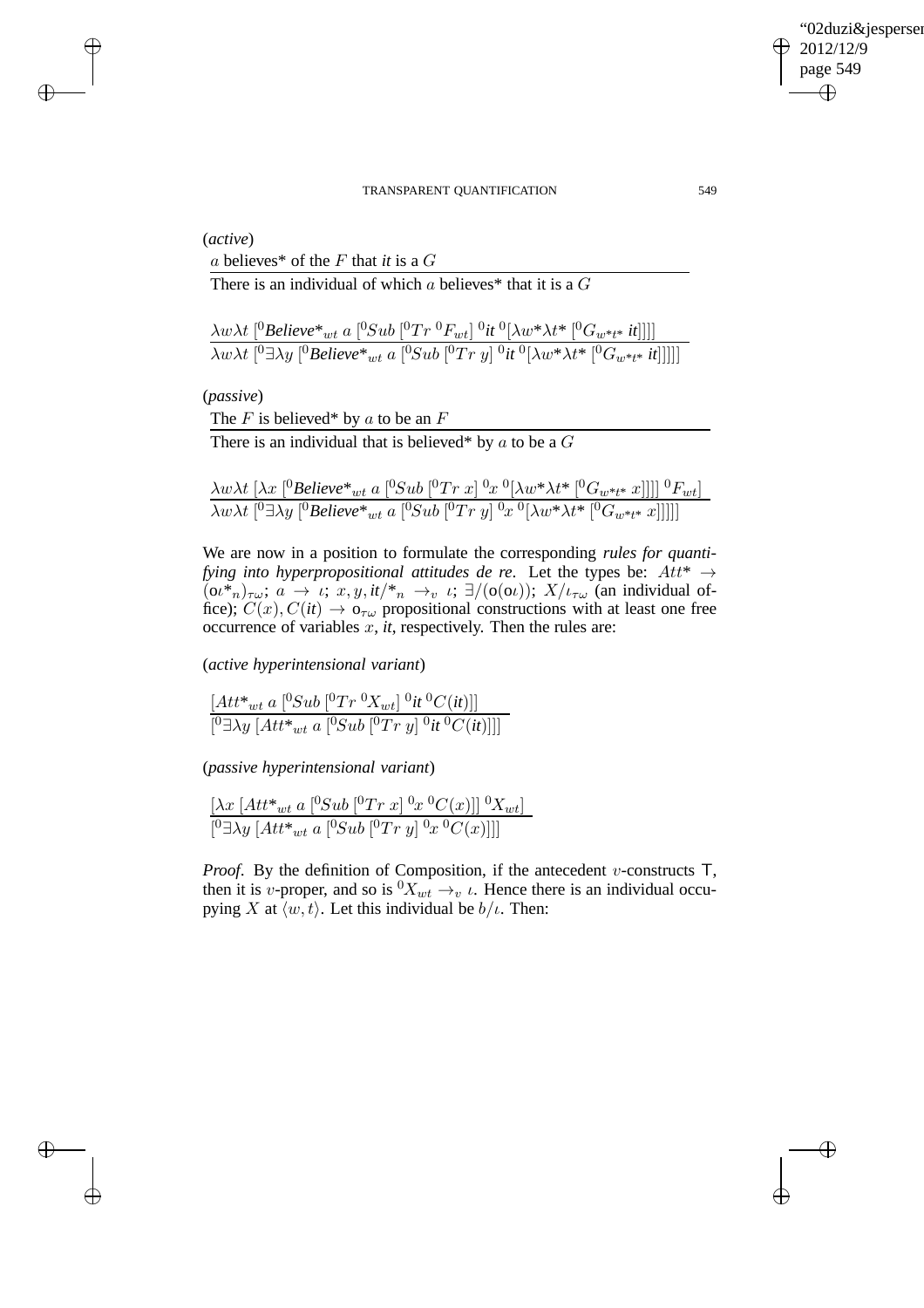(*active*)

$$\frac{a \text{ believes* of the } F \text{ that } it \text{ is a } G}{\text{There is an individual of which } a \text{ believes* that it is a } G}$$

$$\frac{\lambda w \lambda t\ [^0\textit{Believe*}_{wt}\ a\ [^0Sub\ [^0Tr\ ^0F_{wt}]\ ^0it\ ^0[\lambda w^* \lambda t^*\ [^0G_{w^*t^*}\ it]]]]}{\lambda w \lambda t\ [^0\exists \lambda y\ [^0\textit{Believe*}_{wt}\ a\ [^0Sub\ [^0Tr\ y]\ ^0it\ ^0[\lambda w^* \lambda t^*\ [^0G_{w^*t^*}\ it]]]]]}$$

(*passive*)

$$\frac{\text{The } F \text{ is believed* by } a \text{ to be an } F}{\text{There is an individual that is believed* by } a \text{ to be a } G}$$

$$\frac{\lambda w \lambda t\ [\lambda x\ [^0\textit{Believe*}_{wt}\ a\ [^0Sub\ [^0Tr\ x]\ ^0x\ ^0[\lambda w^* \lambda t^*\ [^0G_{w^*t^*}\ x]]]]\ ^0F_{wt}]}{\lambda w \lambda t\ [^0\exists \lambda y\ [^0\textit{Believe*}_{wt}\ a\ [^0Sub\ [^0Tr\ y]\ ^0x\ ^0[\lambda w^* \lambda t^*\ [^0G_{w^*t^*}\ x]]]]]}$$

We are now in a position to formulate the corresponding *rules for quantifying into hyperpropositional attitudes de re*. Let the types be: $Att^* \rightarrow (o\iota{*}_n)_{\tau\omega}$; $a \rightarrow \iota$; $x, y, it/{*}_n \rightarrow_v \iota$; $\exists/(o(o\iota))$; $X/\iota_{\tau\omega}$ (an individual office); $C(x), C(it) \rightarrow o_{\tau\omega}$ propositional constructions with at least one free occurrence of variables $x$, *it*, respectively. Then the rules are:

(*active hyperintensional variant*)

$$\frac{[Att^*_{wt}\ a\ [^0Sub\ [^0Tr\ ^0X_{wt}]\ ^0it\ ^0C(it)]]}{[^0\exists \lambda y\ [Att^*_{wt}\ a\ [^0Sub\ [^0Tr\ y]\ ^0it\ ^0C(it)]]]}$$

(*passive hyperintensional variant*)

$$\frac{[\lambda x\ [Att^*_{wt}\ a\ [^0Sub\ [^0Tr\ x]\ ^0x\ ^0C(x)]]\ ^0X_{wt}]}{[^0\exists \lambda y\ [Att^*_{wt}\ a\ [^0Sub\ [^0Tr\ y]\ ^0x\ ^0C(x)]]]}$$

*Proof*. By the definition of Composition, if the antecedent $v$-constructs $\mathsf{T}$, then it is $v$-proper, and so is $^0X_{wt} \rightarrow_v \iota$. Hence there is an individual occupying $X$ at $\langle w, t\rangle$. Let this individual be $b/\iota$. Then: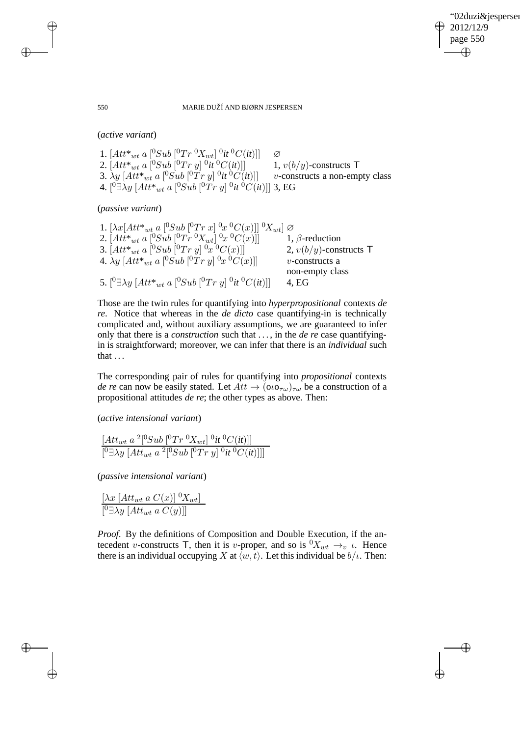(*active variant*)

1. $[Att^*_{wt}\ a\ [^0Sub\ [^0Tr\ ^0X_{wt}]\ ^0\mathit{it}\ ^0C(\mathit{it})]]$ $\varnothing$
2. $[Att^*_{wt}\ a\ [^0Sub\ [^0Tr\ y]\ ^0\mathit{it}\ ^0C(\mathit{it})]]$ 1, $v(b/y)$-constructs $\mathsf{T}$
3. $\lambda y\ [Att^*_{wt}\ a\ [^0Sub\ [^0Tr\ y]\ ^0\mathit{it}\ ^0C(\mathit{it})]]$ $v$-constructs a non-empty class
4. $[^0\exists\lambda y\ [Att^*_{wt}\ a\ [^0Sub\ [^0Tr\ y]\ ^0\mathit{it}\ ^0C(\mathit{it})]]$ 3, EG

(*passive variant*)

1. $[\lambda x[Att^*_{wt}\ a\ [^0Sub\ [^0Tr\ x]\ ^0x\ ^0C(x)]]\ ^0X_{wt}]$ $\varnothing$
2. $[Att^*_{wt}\ a\ [^0Sub\ [^0Tr\ ^0X_{wt}]\ ^0x\ ^0C(x)]]$ 1, $\beta$-reduction
3. $[Att^*_{wt}\ a\ [^0Sub\ [^0Tr\ y]\ ^0x\ ^0C(x)]]$ 2, $v(b/y)$-constructs $\mathsf{T}$
4. $\lambda y\ [Att^*_{wt}\ a\ [^0Sub\ [^0Tr\ y]\ ^0x\ ^0C(x)]]$ $v$-constructs a non-empty class
5. $[^0\exists\lambda y\ [Att^*_{wt}\ a\ [^0Sub\ [^0Tr\ y]\ ^0\mathit{it}\ ^0C(\mathit{it})]]$ 4, EG

Those are the twin rules for quantifying into *hyperpropositional* contexts *de re*. Notice that whereas in the *de dicto* case quantifying-in is technically complicated and, without auxiliary assumptions, we are guaranteed to infer only that there is a *construction* such that ..., in the *de re* case quantifying-in is straightforward; moreover, we can infer that there is an *individual* such that ...

The corresponding pair of rules for quantifying into *propositional* contexts *de re* can now be easily stated. Let $Att \rightarrow (o\iota o_{\tau\omega})_{\tau\omega}$ be a construction of a propositional attitudes *de re*; the other types as above. Then:

(*active intensional variant*)

$$\frac{[Att_{wt}\ a\ ^2[^0Sub\ [^0Tr\ ^0X_{wt}]\ ^0\mathit{it}\ ^0C(\mathit{it})]]}{[^0\exists\lambda y\ [Att_{wt}\ a\ ^2[^0Sub\ [^0Tr\ y]\ ^0\mathit{it}\ ^0C(\mathit{it})]]]}$$

(*passive intensional variant*)

$$\frac{[\lambda x\ [Att_{wt}\ a\ C(x)]\ ^0X_{wt}]}{[^0\exists\lambda y\ [Att_{wt}\ a\ C(y)]]}$$

*Proof.* By the definitions of Composition and Double Execution, if the antecedent $v$-constructs $\mathsf{T}$, then it is $v$-proper, and so is $^0X_{wt} \rightarrow_v \iota$. Hence there is an individual occupying $X$ at $\langle w, t\rangle$. Let this individual be $b/\iota$. Then: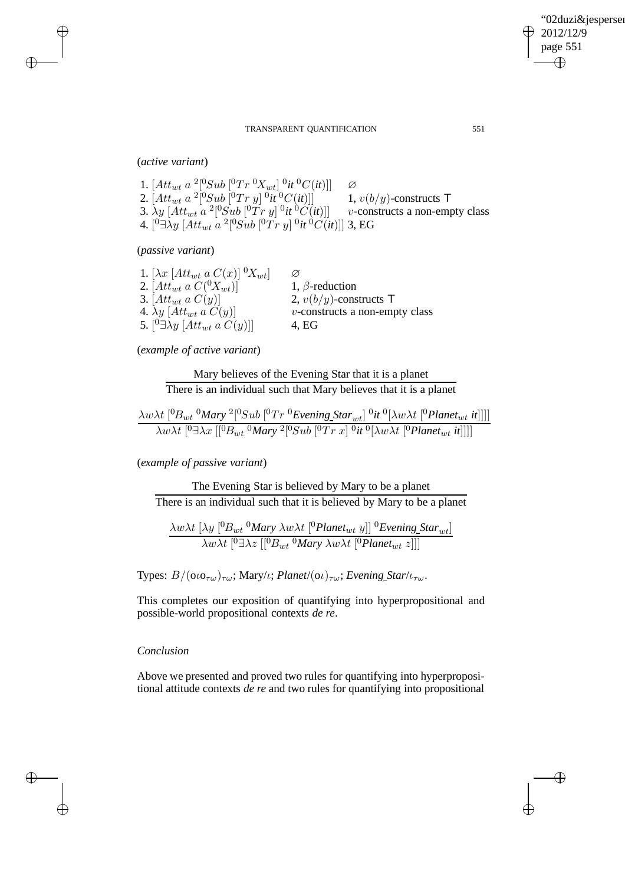(*active variant*)

| | |
|---|---|
| 1. $[Att_{wt}\ a\ {}^2[{}^0Sub\ [{}^0Tr\ {}^0X_{wt}]\ {}^0\mathit{it}\ {}^0C(\mathit{it})]]$ | $\varnothing$ |
| 2. $[Att_{wt}\ a\ {}^2[{}^0Sub\ [{}^0Tr\ y]\ {}^0\mathit{it}\ {}^0C(\mathit{it})]]$ | 1, $v(b/y)$-constructs $\mathsf{T}$ |
| 3. $\lambda y\ [Att_{wt}\ a\ {}^2[{}^0Sub\ [{}^0Tr\ y]\ {}^0\mathit{it}\ {}^0C(\mathit{it})]]$ | $v$-constructs a non-empty class |
| 4. $[{}^0\exists\lambda y\ [Att_{wt}\ a\ {}^2[{}^0Sub\ [{}^0Tr\ y]\ {}^0\mathit{it}\ {}^0C(\mathit{it})]]$ | 3, EG |

(*passive variant*)

| | |
|---|---|
| 1. $[\lambda x\ [Att_{wt}\ a\ C(x)]\ {}^0X_{wt}]$ | $\varnothing$ |
| 2. $[Att_{wt}\ a\ C({}^0X_{wt})]$ | 1, $\beta$-reduction |
| 3. $[Att_{wt}\ a\ C(y)]$ | 2, $v(b/y)$-constructs $\mathsf{T}$ |
| 4. $\lambda y\ [Att_{wt}\ a\ C(y)]$ | $v$-constructs a non-empty class |
| 5. $[{}^0\exists\lambda y\ [Att_{wt}\ a\ C(y)]]$ | 4, EG |

(*example of active variant*)

$$\frac{\text{Mary believes of the Evening Star that it is a planet}}{\text{There is an individual such that Mary believes that it is a planet}}$$

$$\frac{\lambda w\lambda t\ [{}^0B_{wt}\ {}^0\mathit{Mary}\ {}^2[{}^0Sub\ [{}^0Tr\ {}^0\mathit{Evening\_Star}_{wt}]\ {}^0\mathit{it}\ {}^0[\lambda w\lambda t\ [{}^0\mathit{Planet}_{wt}\ \mathit{it}]]]]}{\lambda w\lambda t\ [{}^0\exists\lambda x\ [[{}^0B_{wt}\ {}^0\mathit{Mary}\ {}^2[{}^0Sub\ [{}^0Tr\ x]\ {}^0\mathit{it}\ {}^0[\lambda w\lambda t\ [{}^0\mathit{Planet}_{wt}\ \mathit{it}]]]]}$$

(*example of passive variant*)

$$\frac{\text{The Evening Star is believed by Mary to be a planet}}{\text{There is an individual such that it is believed by Mary to be a planet}}$$

$$\frac{\lambda w\lambda t\ [\lambda y\ [{}^0B_{wt}\ {}^0\mathit{Mary}\ \lambda w\lambda t\ [{}^0\mathit{Planet}_{wt}\ y]]\ {}^0\mathit{Evening\_Star}_{wt}]}{\lambda w\lambda t\ [{}^0\exists\lambda z\ [[{}^0B_{wt}\ {}^0\mathit{Mary}\ \lambda w\lambda t\ [{}^0\mathit{Planet}_{wt}\ z]]]}$$

Types: $B/(o\iota o_{\tau\omega})_{\tau\omega}$; Mary/$\iota$; *Planet*/$(o\iota)_{\tau\omega}$; *Evening_Star*/$\iota_{\tau\omega}$.

This completes our exposition of quantifying into hyperpropositional and possible-world propositional contexts *de re*.

### *Conclusion*

Above we presented and proved two rules for quantifying into hyperpropositional attitude contexts *de re* and two rules for quantifying into propositional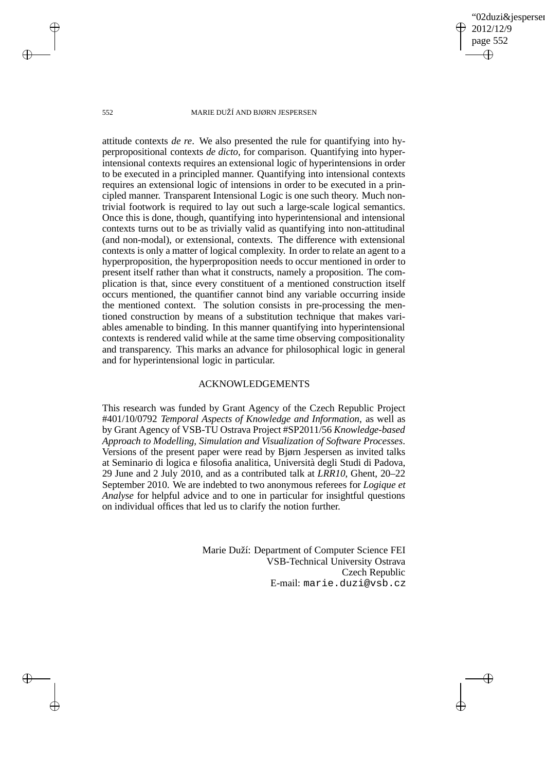attitude contexts *de re*. We also presented the rule for quantifying into hyperpropositional contexts *de dicto*, for comparison. Quantifying into hyperintensional contexts requires an extensional logic of hyperintensions in order to be executed in a principled manner. Quantifying into intensional contexts requires an extensional logic of intensions in order to be executed in a principled manner. Transparent Intensional Logic is one such theory. Much nontrivial footwork is required to lay out such a large-scale logical semantics. Once this is done, though, quantifying into hyperintensional and intensional contexts turns out to be as trivially valid as quantifying into non-attitudinal (and non-modal), or extensional, contexts. The difference with extensional contexts is only a matter of logical complexity. In order to relate an agent to a hyperproposition, the hyperproposition needs to occur mentioned in order to present itself rather than what it constructs, namely a proposition. The complication is that, since every constituent of a mentioned construction itself occurs mentioned, the quantifier cannot bind any variable occurring inside the mentioned context. The solution consists in pre-processing the mentioned construction by means of a substitution technique that makes variables amenable to binding. In this manner quantifying into hyperintensional contexts is rendered valid while at the same time observing compositionality and transparency. This marks an advance for philosophical logic in general and for hyperintensional logic in particular.

## ACKNOWLEDGEMENTS

This research was funded by Grant Agency of the Czech Republic Project #401/10/0792 *Temporal Aspects of Knowledge and Information*, as well as by Grant Agency of VSB-TU Ostrava Project #SP2011/56 *Knowledge-based Approach to Modelling, Simulation and Visualization of Software Processes*. Versions of the present paper were read by Bjørn Jespersen as invited talks at Seminario di logica e filosofia analitica, Università degli Studi di Padova, 29 June and 2 July 2010, and as a contributed talk at *LRR10*, Ghent, 20–22 September 2010. We are indebted to two anonymous referees for *Logique et Analyse* for helpful advice and to one in particular for insightful questions on individual offices that led us to clarify the notion further.

Marie Duží: Department of Computer Science FEI
VSB-Technical University Ostrava
Czech Republic
E-mail: marie.duzi@vsb.cz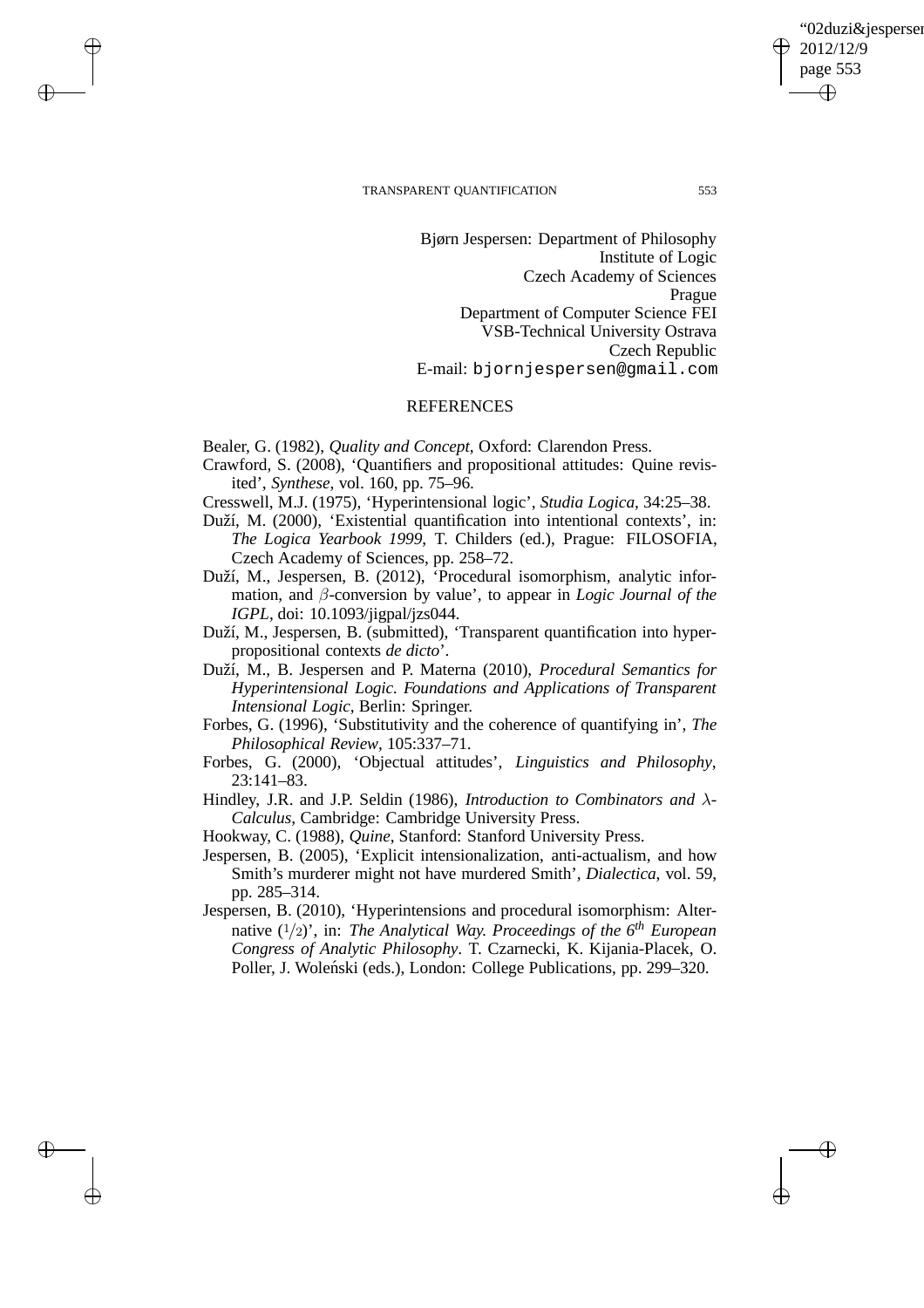Bjørn Jespersen: Department of Philosophy
Institute of Logic
Czech Academy of Sciences
Prague
Department of Computer Science FEI
VSB-Technical University Ostrava
Czech Republic
E-mail: bjornjespersen@gmail.com

## REFERENCES

Bealer, G. (1982), *Quality and Concept*, Oxford: Clarendon Press.

Crawford, S. (2008), 'Quantifiers and propositional attitudes: Quine revisited', *Synthese*, vol. 160, pp. 75–96.

Cresswell, M.J. (1975), 'Hyperintensional logic', *Studia Logica*, 34:25–38.

Duží, M. (2000), 'Existential quantification into intentional contexts', in: *The Logica Yearbook 1999*, T. Childers (ed.), Prague: FILOSOFIA, Czech Academy of Sciences, pp. 258–72.

Duží, M., Jespersen, B. (2012), 'Procedural isomorphism, analytic information, and $\beta$-conversion by value', to appear in *Logic Journal of the IGPL*, doi: 10.1093/jigpal/jzs044.

Duží, M., Jespersen, B. (submitted), 'Transparent quantification into hyperpropositional contexts *de dicto*'.

Duží, M., B. Jespersen and P. Materna (2010), *Procedural Semantics for Hyperintensional Logic. Foundations and Applications of Transparent Intensional Logic*, Berlin: Springer.

Forbes, G. (1996), 'Substitutivity and the coherence of quantifying in', *The Philosophical Review*, 105:337–71.

Forbes, G. (2000), 'Objectual attitudes', *Linguistics and Philosophy*, 23:141–83.

Hindley, J.R. and J.P. Seldin (1986), *Introduction to Combinators and $\lambda$-Calculus*, Cambridge: Cambridge University Press.

Hookway, C. (1988), *Quine*, Stanford: Stanford University Press.

Jespersen, B. (2005), 'Explicit intensionalization, anti-actualism, and how Smith's murderer might not have murdered Smith', *Dialectica*, vol. 59, pp. 285–314.

Jespersen, B. (2010), 'Hyperintensions and procedural isomorphism: Alternative (1/2)', in: *The Analytical Way. Proceedings of the 6th European Congress of Analytic Philosophy*. T. Czarnecki, K. Kijania-Placek, O. Poller, J. Woleński (eds.), London: College Publications, pp. 299–320.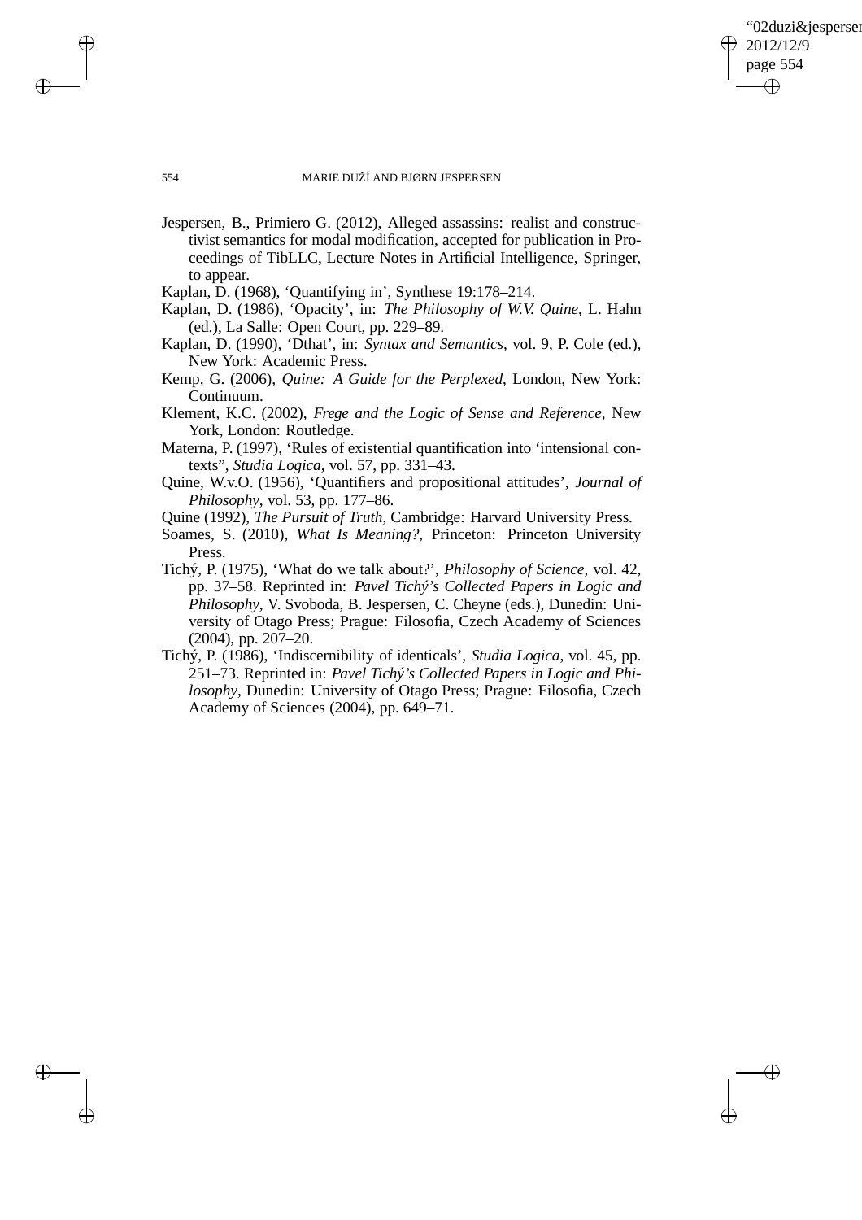Jespersen, B., Primiero G. (2012), Alleged assassins: realist and constructivist semantics for modal modification, accepted for publication in Proceedings of TibLLC, Lecture Notes in Artificial Intelligence, Springer, to appear.

Kaplan, D. (1968), 'Quantifying in', Synthese 19:178–214.

Kaplan, D. (1986), 'Opacity', in: *The Philosophy of W.V. Quine*, L. Hahn (ed.), La Salle: Open Court, pp. 229–89.

Kaplan, D. (1990), 'Dthat', in: *Syntax and Semantics*, vol. 9, P. Cole (ed.), New York: Academic Press.

Kemp, G. (2006), *Quine: A Guide for the Perplexed*, London, New York: Continuum.

Klement, K.C. (2002), *Frege and the Logic of Sense and Reference*, New York, London: Routledge.

Materna, P. (1997), 'Rules of existential quantification into 'intensional contexts'', *Studia Logica*, vol. 57, pp. 331–43.

Quine, W.v.O. (1956), 'Quantifiers and propositional attitudes', *Journal of Philosophy*, vol. 53, pp. 177–86.

Quine (1992), *The Pursuit of Truth*, Cambridge: Harvard University Press.

Soames, S. (2010), *What Is Meaning?*, Princeton: Princeton University Press.

Tichý, P. (1975), 'What do we talk about?', *Philosophy of Science*, vol. 42, pp. 37–58. Reprinted in: *Pavel Tichý's Collected Papers in Logic and Philosophy*, V. Svoboda, B. Jespersen, C. Cheyne (eds.), Dunedin: University of Otago Press; Prague: Filosofia, Czech Academy of Sciences (2004), pp. 207–20.

Tichý, P. (1986), 'Indiscernibility of identicals', *Studia Logica*, vol. 45, pp. 251–73. Reprinted in: *Pavel Tichý's Collected Papers in Logic and Philosophy*, Dunedin: University of Otago Press; Prague: Filosofia, Czech Academy of Sciences (2004), pp. 649–71.